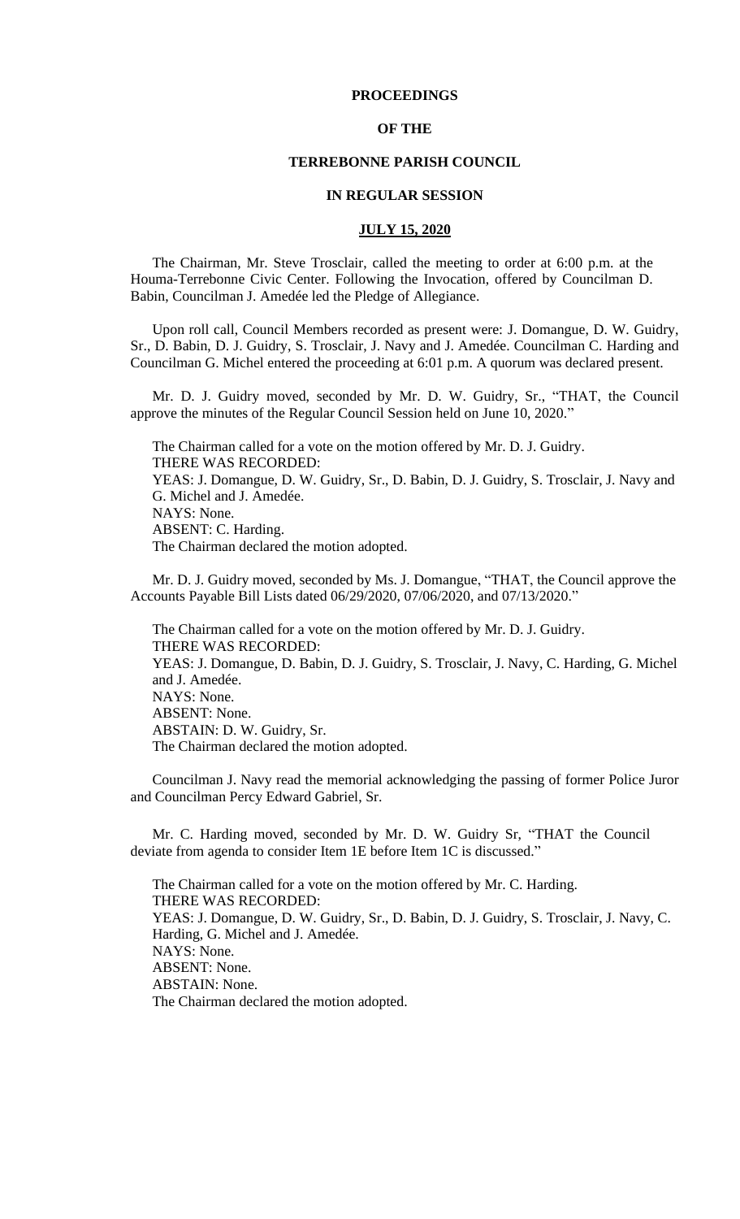**PROCEEDINGS**

**OF THE**

**TERREBONNE PARISH COUNCIL**

**IN REGULAR SESSION**

**JULY 15, 2020**

The Chairman, Mr. Steve Trosclair, called the meeting to order at 6:00 p.m. at the Houma-Terrebonne Civic Center. Following the Invocation, offered by Councilman D. Babin, Councilman J. Amedée led the Pledge of Allegiance.

Upon roll call, Council Members recorded as present were: J. Domangue, D. W. Guidry, Sr., D. Babin, D. J. Guidry, S. Trosclair, J. Navy and J. Amedée. Councilman C. Harding and Councilman G. Michel entered the proceeding at 6:01 p.m. A quorum was declared present.

Mr. D. J. Guidry moved, seconded by Mr. D. W. Guidry, Sr., "THAT, the Council approve the minutes of the Regular Council Session held on June 10, 2020."

The Chairman called for a vote on the motion offered by Mr. D. J. Guidry.
THERE WAS RECORDED:
YEAS: J. Domangue, D. W. Guidry, Sr., D. Babin, D. J. Guidry, S. Trosclair, J. Navy and G. Michel and J. Amedée.
NAYS: None.
ABSENT: C. Harding.
The Chairman declared the motion adopted.

Mr. D. J. Guidry moved, seconded by Ms. J. Domangue, "THAT, the Council approve the Accounts Payable Bill Lists dated 06/29/2020, 07/06/2020, and 07/13/2020."

The Chairman called for a vote on the motion offered by Mr. D. J. Guidry.
THERE WAS RECORDED:
YEAS: J. Domangue, D. Babin, D. J. Guidry, S. Trosclair, J. Navy, C. Harding, G. Michel and J. Amedée.
NAYS: None.
ABSENT: None.
ABSTAIN: D. W. Guidry, Sr.
The Chairman declared the motion adopted.

Councilman J. Navy read the memorial acknowledging the passing of former Police Juror and Councilman Percy Edward Gabriel, Sr.

Mr. C. Harding moved, seconded by Mr. D. W. Guidry Sr, "THAT the Council deviate from agenda to consider Item 1E before Item 1C is discussed."

The Chairman called for a vote on the motion offered by Mr. C. Harding.
THERE WAS RECORDED:
YEAS: J. Domangue, D. W. Guidry, Sr., D. Babin, D. J. Guidry, S. Trosclair, J. Navy, C. Harding, G. Michel and J. Amedée.
NAYS: None.
ABSENT: None.
ABSTAIN: None.
The Chairman declared the motion adopted.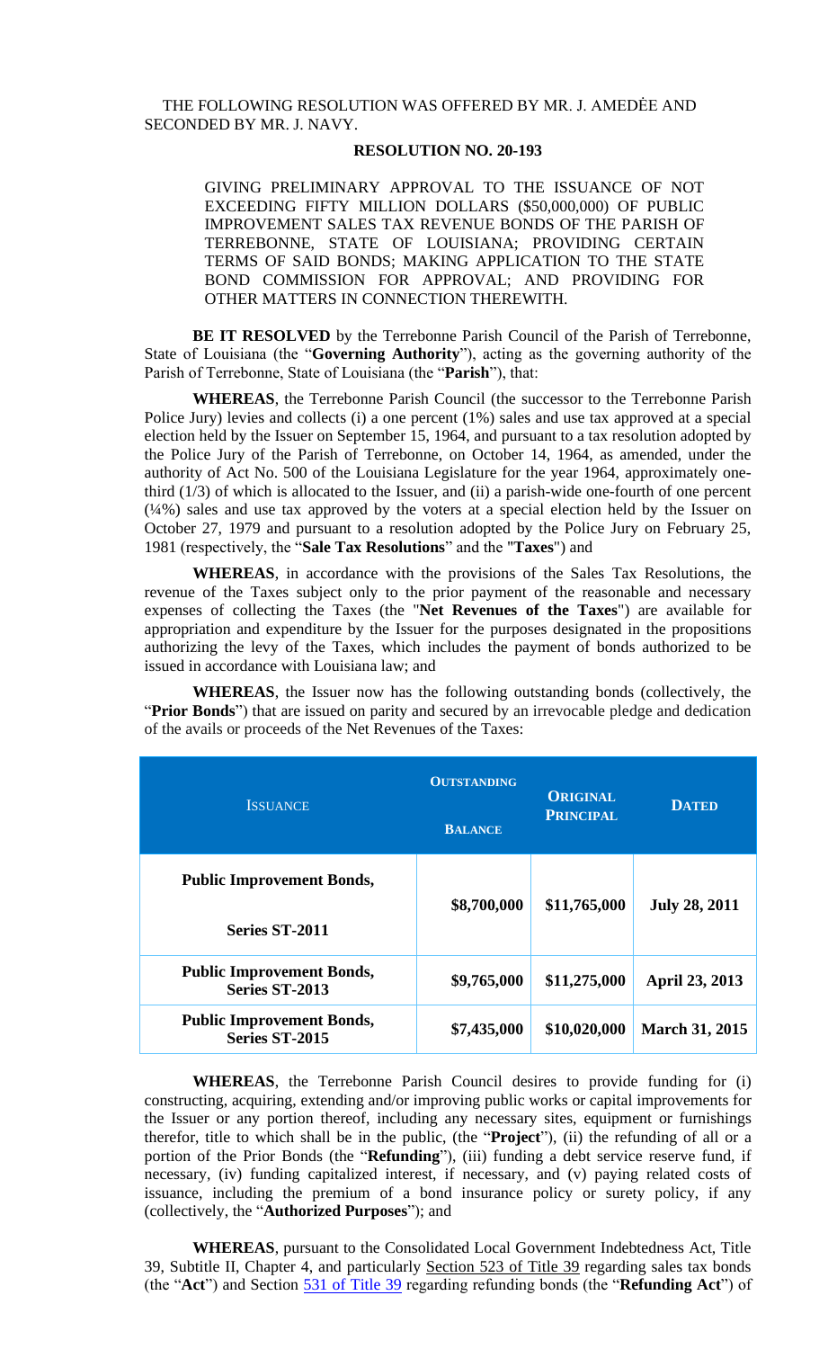THE FOLLOWING RESOLUTION WAS OFFERED BY MR. J. AMEDĖE AND SECONDED BY MR. J. NAVY.

**RESOLUTION NO. 20-193**

GIVING PRELIMINARY APPROVAL TO THE ISSUANCE OF NOT EXCEEDING FIFTY MILLION DOLLARS ($50,000,000) OF PUBLIC IMPROVEMENT SALES TAX REVENUE BONDS OF THE PARISH OF TERREBONNE, STATE OF LOUISIANA; PROVIDING CERTAIN TERMS OF SAID BONDS; MAKING APPLICATION TO THE STATE BOND COMMISSION FOR APPROVAL; AND PROVIDING FOR OTHER MATTERS IN CONNECTION THEREWITH.

**BE IT RESOLVED** by the Terrebonne Parish Council of the Parish of Terrebonne, State of Louisiana (the "**Governing Authority**"), acting as the governing authority of the Parish of Terrebonne, State of Louisiana (the "**Parish**"), that:

**WHEREAS**, the Terrebonne Parish Council (the successor to the Terrebonne Parish Police Jury) levies and collects (i) a one percent (1%) sales and use tax approved at a special election held by the Issuer on September 15, 1964, and pursuant to a tax resolution adopted by the Police Jury of the Parish of Terrebonne, on October 14, 1964, as amended, under the authority of Act No. 500 of the Louisiana Legislature for the year 1964, approximately one-third (1/3) of which is allocated to the Issuer, and (ii) a parish-wide one-fourth of one percent (¼%) sales and use tax approved by the voters at a special election held by the Issuer on October 27, 1979 and pursuant to a resolution adopted by the Police Jury on February 25, 1981 (respectively, the "**Sale Tax Resolutions**" and the "**Taxes**") and

**WHEREAS**, in accordance with the provisions of the Sales Tax Resolutions, the revenue of the Taxes subject only to the prior payment of the reasonable and necessary expenses of collecting the Taxes (the "**Net Revenues of the Taxes**") are available for appropriation and expenditure by the Issuer for the purposes designated in the propositions authorizing the levy of the Taxes, which includes the payment of bonds authorized to be issued in accordance with Louisiana law; and

**WHEREAS**, the Issuer now has the following outstanding bonds (collectively, the "**Prior Bonds**") that are issued on parity and secured by an irrevocable pledge and dedication of the avails or proceeds of the Net Revenues of the Taxes:

| ISSUANCE | OUTSTANDING BALANCE | ORIGINAL PRINCIPAL | DATED |
|---|---|---|---|
| **Public Improvement Bonds, Series ST-2011** | **$8,700,000** | **$11,765,000** | **July 28, 2011** |
| **Public Improvement Bonds, Series ST-2013** | **$9,765,000** | **$11,275,000** | **April 23, 2013** |
| **Public Improvement Bonds, Series ST-2015** | **$7,435,000** | **$10,020,000** | **March 31, 2015** |

**WHEREAS**, the Terrebonne Parish Council desires to provide funding for (i) constructing, acquiring, extending and/or improving public works or capital improvements for the Issuer or any portion thereof, including any necessary sites, equipment or furnishings therefor, title to which shall be in the public, (the "**Project**"), (ii) the refunding of all or a portion of the Prior Bonds (the "**Refunding**"), (iii) funding a debt service reserve fund, if necessary, (iv) funding capitalized interest, if necessary, and (v) paying related costs of issuance, including the premium of a bond insurance policy or surety policy, if any (collectively, the "**Authorized Purposes**"); and

**WHEREAS**, pursuant to the Consolidated Local Government Indebtedness Act, Title 39, Subtitle II, Chapter 4, and particularly Section 523 of Title 39 regarding sales tax bonds (the "**Act**") and Section 531 of Title 39 regarding refunding bonds (the "**Refunding Act**") of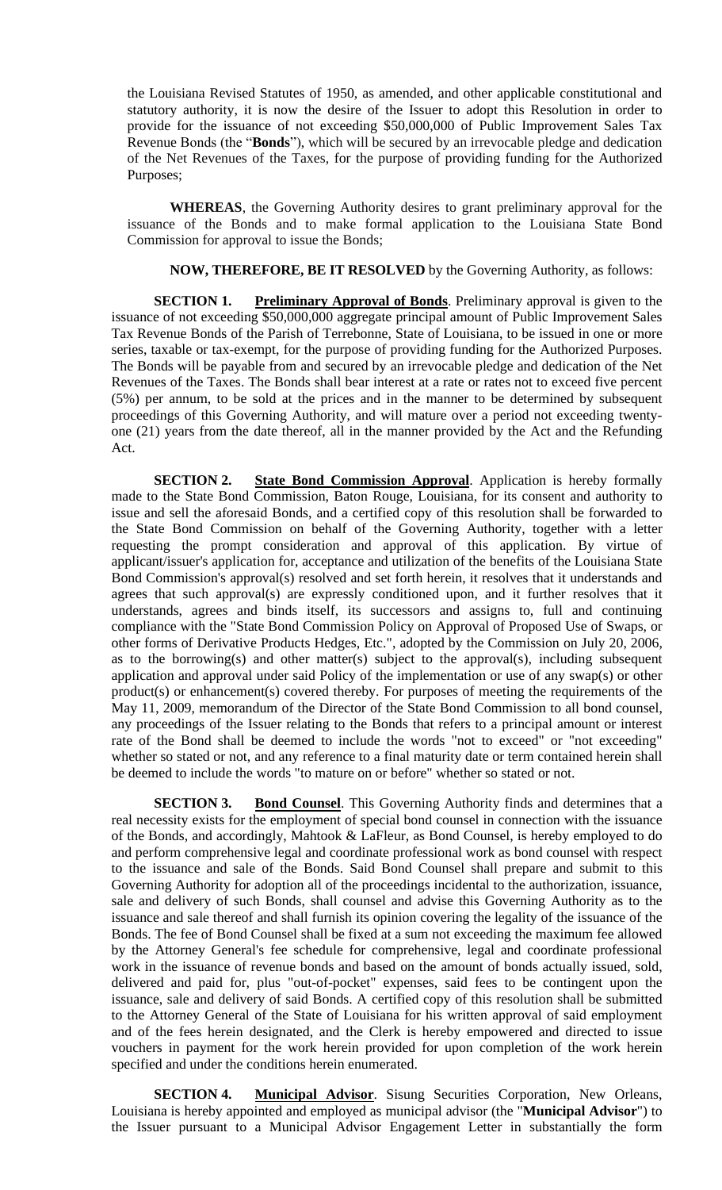the Louisiana Revised Statutes of 1950, as amended, and other applicable constitutional and statutory authority, it is now the desire of the Issuer to adopt this Resolution in order to provide for the issuance of not exceeding $50,000,000 of Public Improvement Sales Tax Revenue Bonds (the "**Bonds**"), which will be secured by an irrevocable pledge and dedication of the Net Revenues of the Taxes, for the purpose of providing funding for the Authorized Purposes;

**WHEREAS**, the Governing Authority desires to grant preliminary approval for the issuance of the Bonds and to make formal application to the Louisiana State Bond Commission for approval to issue the Bonds;

**NOW, THEREFORE, BE IT RESOLVED** by the Governing Authority, as follows:

**SECTION 1. Preliminary Approval of Bonds**. Preliminary approval is given to the issuance of not exceeding $50,000,000 aggregate principal amount of Public Improvement Sales Tax Revenue Bonds of the Parish of Terrebonne, State of Louisiana, to be issued in one or more series, taxable or tax-exempt, for the purpose of providing funding for the Authorized Purposes. The Bonds will be payable from and secured by an irrevocable pledge and dedication of the Net Revenues of the Taxes. The Bonds shall bear interest at a rate or rates not to exceed five percent (5%) per annum, to be sold at the prices and in the manner to be determined by subsequent proceedings of this Governing Authority, and will mature over a period not exceeding twenty-one (21) years from the date thereof, all in the manner provided by the Act and the Refunding Act.

**SECTION 2. State Bond Commission Approval**. Application is hereby formally made to the State Bond Commission, Baton Rouge, Louisiana, for its consent and authority to issue and sell the aforesaid Bonds, and a certified copy of this resolution shall be forwarded to the State Bond Commission on behalf of the Governing Authority, together with a letter requesting the prompt consideration and approval of this application. By virtue of applicant/issuer's application for, acceptance and utilization of the benefits of the Louisiana State Bond Commission's approval(s) resolved and set forth herein, it resolves that it understands and agrees that such approval(s) are expressly conditioned upon, and it further resolves that it understands, agrees and binds itself, its successors and assigns to, full and continuing compliance with the "State Bond Commission Policy on Approval of Proposed Use of Swaps, or other forms of Derivative Products Hedges, Etc.", adopted by the Commission on July 20, 2006, as to the borrowing(s) and other matter(s) subject to the approval(s), including subsequent application and approval under said Policy of the implementation or use of any swap(s) or other product(s) or enhancement(s) covered thereby. For purposes of meeting the requirements of the May 11, 2009, memorandum of the Director of the State Bond Commission to all bond counsel, any proceedings of the Issuer relating to the Bonds that refers to a principal amount or interest rate of the Bond shall be deemed to include the words "not to exceed" or "not exceeding" whether so stated or not, and any reference to a final maturity date or term contained herein shall be deemed to include the words "to mature on or before" whether so stated or not.

**SECTION 3. Bond Counsel**. This Governing Authority finds and determines that a real necessity exists for the employment of special bond counsel in connection with the issuance of the Bonds, and accordingly, Mahtook & LaFleur, as Bond Counsel, is hereby employed to do and perform comprehensive legal and coordinate professional work as bond counsel with respect to the issuance and sale of the Bonds. Said Bond Counsel shall prepare and submit to this Governing Authority for adoption all of the proceedings incidental to the authorization, issuance, sale and delivery of such Bonds, shall counsel and advise this Governing Authority as to the issuance and sale thereof and shall furnish its opinion covering the legality of the issuance of the Bonds. The fee of Bond Counsel shall be fixed at a sum not exceeding the maximum fee allowed by the Attorney General's fee schedule for comprehensive, legal and coordinate professional work in the issuance of revenue bonds and based on the amount of bonds actually issued, sold, delivered and paid for, plus "out-of-pocket" expenses, said fees to be contingent upon the issuance, sale and delivery of said Bonds. A certified copy of this resolution shall be submitted to the Attorney General of the State of Louisiana for his written approval of said employment and of the fees herein designated, and the Clerk is hereby empowered and directed to issue vouchers in payment for the work herein provided for upon completion of the work herein specified and under the conditions herein enumerated.

**SECTION 4. Municipal Advisor**. Sisung Securities Corporation, New Orleans, Louisiana is hereby appointed and employed as municipal advisor (the "**Municipal Advisor**") to the Issuer pursuant to a Municipal Advisor Engagement Letter in substantially the form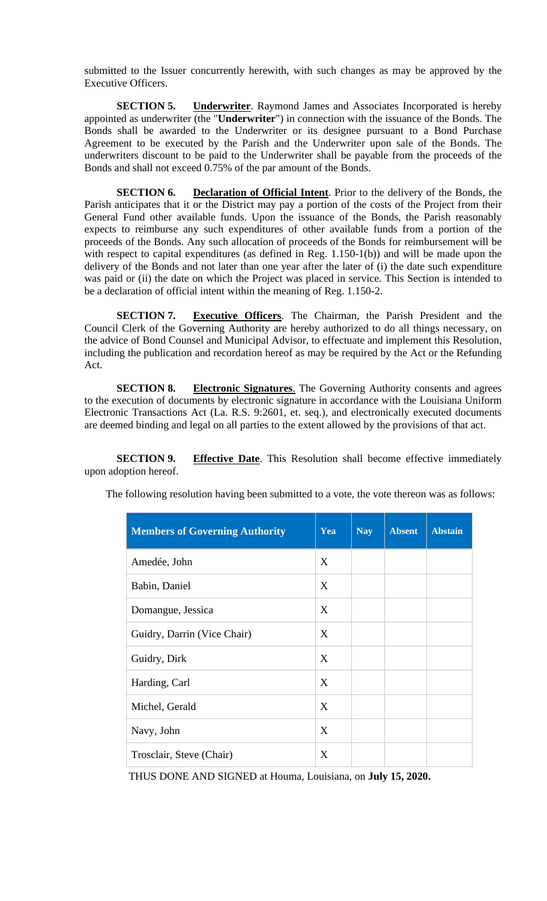submitted to the Issuer concurrently herewith, with such changes as may be approved by the Executive Officers.

**SECTION 5.** **Underwriter**. Raymond James and Associates Incorporated is hereby appointed as underwriter (the "**Underwriter**") in connection with the issuance of the Bonds. The Bonds shall be awarded to the Underwriter or its designee pursuant to a Bond Purchase Agreement to be executed by the Parish and the Underwriter upon sale of the Bonds. The underwriters discount to be paid to the Underwriter shall be payable from the proceeds of the Bonds and shall not exceed 0.75% of the par amount of the Bonds.

**SECTION 6.** **Declaration of Official Intent**. Prior to the delivery of the Bonds, the Parish anticipates that it or the District may pay a portion of the costs of the Project from their General Fund other available funds. Upon the issuance of the Bonds, the Parish reasonably expects to reimburse any such expenditures of other available funds from a portion of the proceeds of the Bonds. Any such allocation of proceeds of the Bonds for reimbursement will be with respect to capital expenditures (as defined in Reg. 1.150-1(b)) and will be made upon the delivery of the Bonds and not later than one year after the later of (i) the date such expenditure was paid or (ii) the date on which the Project was placed in service. This Section is intended to be a declaration of official intent within the meaning of Reg. 1.150-2.

**SECTION 7.** **Executive Officers**. The Chairman, the Parish President and the Council Clerk of the Governing Authority are hereby authorized to do all things necessary, on the advice of Bond Counsel and Municipal Advisor, to effectuate and implement this Resolution, including the publication and recordation hereof as may be required by the Act or the Refunding Act.

**SECTION 8.** **Electronic Signatures**. The Governing Authority consents and agrees to the execution of documents by electronic signature in accordance with the Louisiana Uniform Electronic Transactions Act (La. R.S. 9:2601, et. seq.), and electronically executed documents are deemed binding and legal on all parties to the extent allowed by the provisions of that act.

**SECTION 9.** **Effective Date**. This Resolution shall become effective immediately upon adoption hereof.

The following resolution having been submitted to a vote, the vote thereon was as follows:

| Members of Governing Authority | Yea | Nay | Absent | Abstain |
|---|---|---|---|---|
| Amedée, John | X | | | |
| Babin, Daniel | X | | | |
| Domangue, Jessica | X | | | |
| Guidry, Darrin (Vice Chair) | X | | | |
| Guidry, Dirk | X | | | |
| Harding, Carl | X | | | |
| Michel, Gerald | X | | | |
| Navy, John | X | | | |
| Trosclair, Steve (Chair) | X | | | |

THUS DONE AND SIGNED at Houma, Louisiana, on **July 15, 2020.**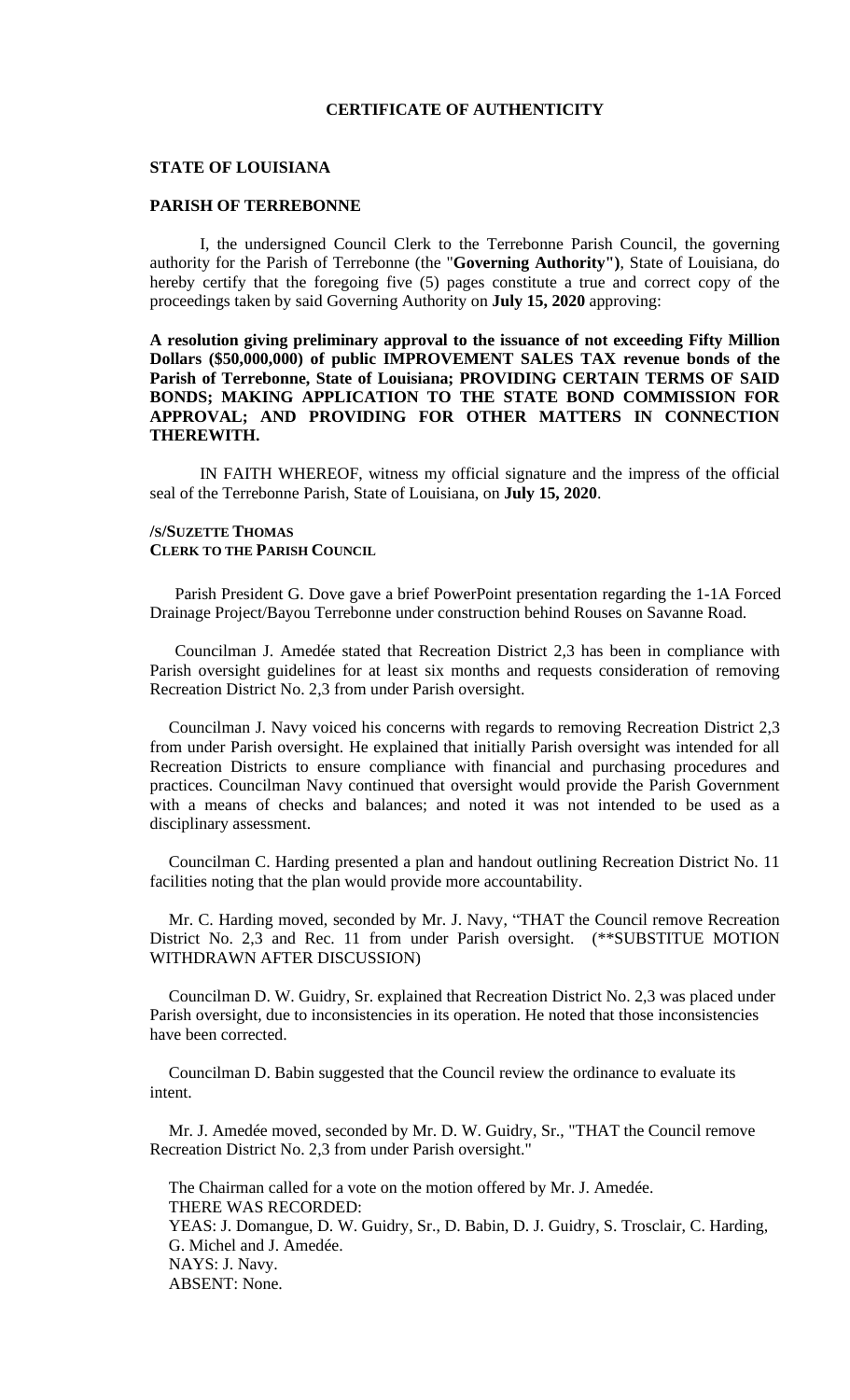## CERTIFICATE OF AUTHENTICITY

**STATE OF LOUISIANA**

**PARISH OF TERREBONNE**

I, the undersigned Council Clerk to the Terrebonne Parish Council, the governing authority for the Parish of Terrebonne (the "**Governing Authority")**, State of Louisiana, do hereby certify that the foregoing five (5) pages constitute a true and correct copy of the proceedings taken by said Governing Authority on **July 15, 2020** approving:

**A resolution giving preliminary approval to the issuance of not exceeding Fifty Million Dollars ($50,000,000) of public IMPROVEMENT SALES TAX revenue bonds of the Parish of Terrebonne, State of Louisiana; PROVIDING CERTAIN TERMS OF SAID BONDS; MAKING APPLICATION TO THE STATE BOND COMMISSION FOR APPROVAL; AND PROVIDING FOR OTHER MATTERS IN CONNECTION THEREWITH.**

IN FAITH WHEREOF, witness my official signature and the impress of the official seal of the Terrebonne Parish, State of Louisiana, on **July 15, 2020**.

**/S/SUZETTE THOMAS**
**CLERK TO THE PARISH COUNCIL**

Parish President G. Dove gave a brief PowerPoint presentation regarding the 1-1A Forced Drainage Project/Bayou Terrebonne under construction behind Rouses on Savanne Road.

Councilman J. Amedée stated that Recreation District 2,3 has been in compliance with Parish oversight guidelines for at least six months and requests consideration of removing Recreation District No. 2,3 from under Parish oversight.

Councilman J. Navy voiced his concerns with regards to removing Recreation District 2,3 from under Parish oversight. He explained that initially Parish oversight was intended for all Recreation Districts to ensure compliance with financial and purchasing procedures and practices. Councilman Navy continued that oversight would provide the Parish Government with a means of checks and balances; and noted it was not intended to be used as a disciplinary assessment.

Councilman C. Harding presented a plan and handout outlining Recreation District No. 11 facilities noting that the plan would provide more accountability.

Mr. C. Harding moved, seconded by Mr. J. Navy, "THAT the Council remove Recreation District No. 2,3 and Rec. 11 from under Parish oversight. (**SUBSTITUE MOTION WITHDRAWN AFTER DISCUSSION)

Councilman D. W. Guidry, Sr. explained that Recreation District No. 2,3 was placed under Parish oversight, due to inconsistencies in its operation. He noted that those inconsistencies have been corrected.

Councilman D. Babin suggested that the Council review the ordinance to evaluate its intent.

Mr. J. Amedée moved, seconded by Mr. D. W. Guidry, Sr., "THAT the Council remove Recreation District No. 2,3 from under Parish oversight."

The Chairman called for a vote on the motion offered by Mr. J. Amedée.
THERE WAS RECORDED:
YEAS: J. Domangue, D. W. Guidry, Sr., D. Babin, D. J. Guidry, S. Trosclair, C. Harding, G. Michel and J. Amedée.
NAYS: J. Navy.
ABSENT: None.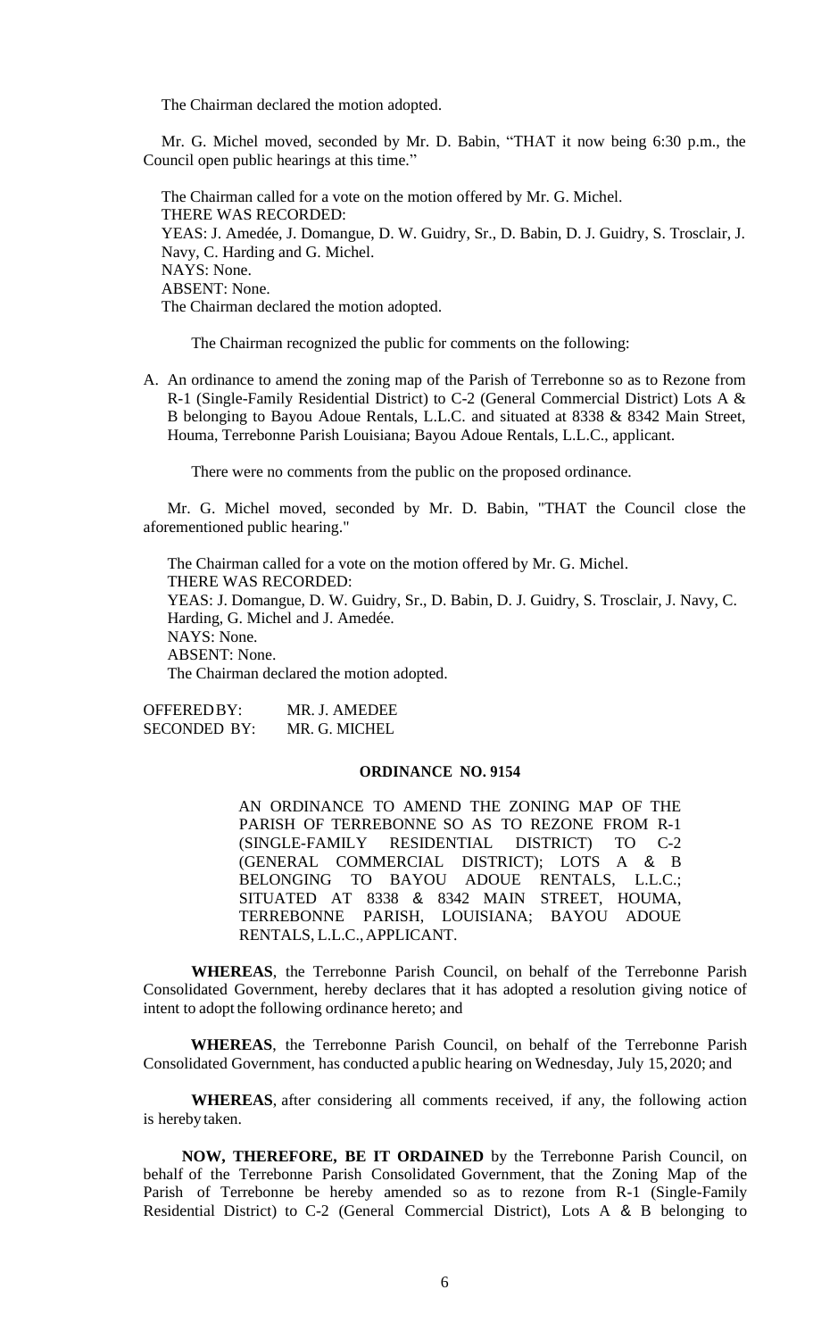The Chairman declared the motion adopted.

Mr. G. Michel moved, seconded by Mr. D. Babin, "THAT it now being 6:30 p.m., the Council open public hearings at this time."

The Chairman called for a vote on the motion offered by Mr. G. Michel.
THERE WAS RECORDED:
YEAS: J. Amedée, J. Domangue, D. W. Guidry, Sr., D. Babin, D. J. Guidry, S. Trosclair, J. Navy, C. Harding and G. Michel.
NAYS: None.
ABSENT: None.
The Chairman declared the motion adopted.

The Chairman recognized the public for comments on the following:

A. An ordinance to amend the zoning map of the Parish of Terrebonne so as to Rezone from R-1 (Single-Family Residential District) to C-2 (General Commercial District) Lots A & B belonging to Bayou Adoue Rentals, L.L.C. and situated at 8338 & 8342 Main Street, Houma, Terrebonne Parish Louisiana; Bayou Adoue Rentals, L.L.C., applicant.

There were no comments from the public on the proposed ordinance.

Mr. G. Michel moved, seconded by Mr. D. Babin, "THAT the Council close the aforementioned public hearing."

The Chairman called for a vote on the motion offered by Mr. G. Michel.
THERE WAS RECORDED:
YEAS: J. Domangue, D. W. Guidry, Sr., D. Babin, D. J. Guidry, S. Trosclair, J. Navy, C. Harding, G. Michel and J. Amedée.
NAYS: None.
ABSENT: None.
The Chairman declared the motion adopted.

OFFERED BY: MR. J. AMEDEE
SECONDED BY: MR. G. MICHEL

**ORDINANCE NO. 9154**

AN ORDINANCE TO AMEND THE ZONING MAP OF THE PARISH OF TERREBONNE SO AS TO REZONE FROM R-1 (SINGLE-FAMILY RESIDENTIAL DISTRICT) TO C-2 (GENERAL COMMERCIAL DISTRICT); LOTS A & B BELONGING TO BAYOU ADOUE RENTALS, L.L.C.; SITUATED AT 8338 & 8342 MAIN STREET, HOUMA, TERREBONNE PARISH, LOUISIANA; BAYOU ADOUE RENTALS, L.L.C., APPLICANT.

**WHEREAS**, the Terrebonne Parish Council, on behalf of the Terrebonne Parish Consolidated Government, hereby declares that it has adopted a resolution giving notice of intent to adopt the following ordinance hereto; and

**WHEREAS**, the Terrebonne Parish Council, on behalf of the Terrebonne Parish Consolidated Government, has conducted a public hearing on Wednesday, July 15, 2020; and

**WHEREAS**, after considering all comments received, if any, the following action is hereby taken.

**NOW, THEREFORE, BE IT ORDAINED** by the Terrebonne Parish Council, on behalf of the Terrebonne Parish Consolidated Government, that the Zoning Map of the Parish of Terrebonne be hereby amended so as to rezone from R-1 (Single-Family Residential District) to C-2 (General Commercial District), Lots A & B belonging to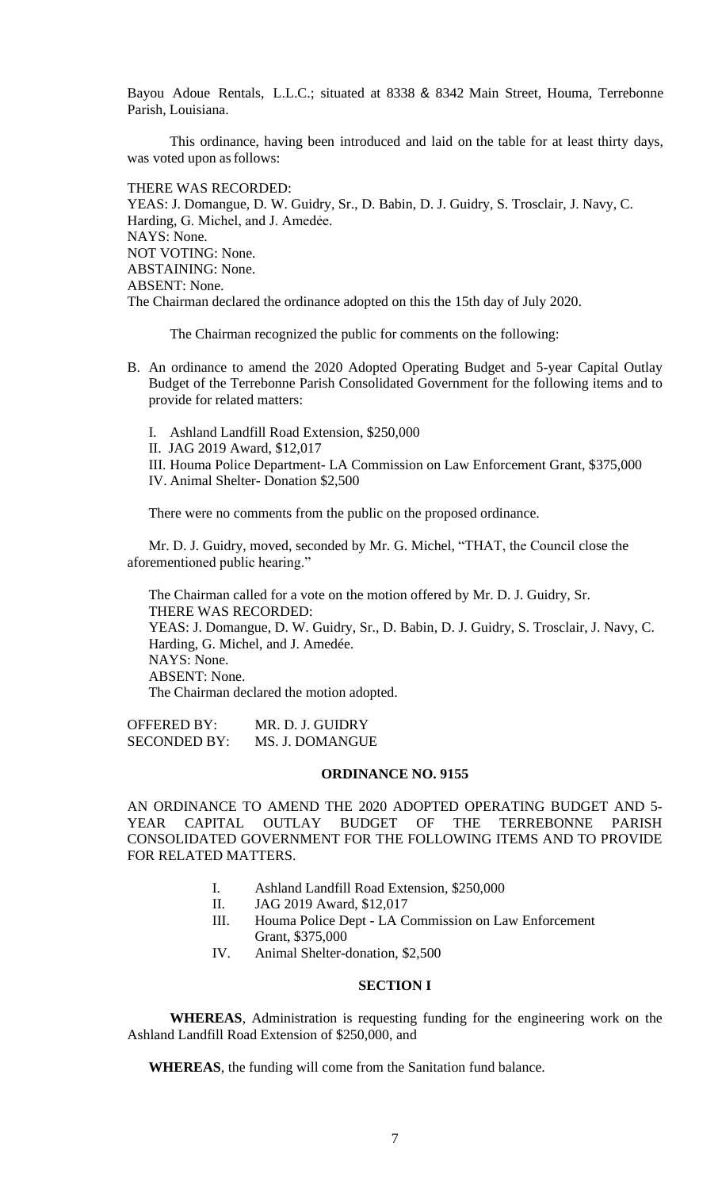Bayou Adoue Rentals, L.L.C.; situated at 8338 & 8342 Main Street, Houma, Terrebonne Parish, Louisiana.

This ordinance, having been introduced and laid on the table for at least thirty days, was voted upon as follows:

THERE WAS RECORDED:
YEAS: J. Domangue, D. W. Guidry, Sr., D. Babin, D. J. Guidry, S. Trosclair, J. Navy, C. Harding, G. Michel, and J. Amedèe.
NAYS: None.
NOT VOTING: None.
ABSTAINING: None.
ABSENT: None.
The Chairman declared the ordinance adopted on this the 15th day of July 2020.

The Chairman recognized the public for comments on the following:

B. An ordinance to amend the 2020 Adopted Operating Budget and 5-year Capital Outlay Budget of the Terrebonne Parish Consolidated Government for the following items and to provide for related matters:

   I. Ashland Landfill Road Extension, $250,000
   II. JAG 2019 Award, $12,017
   III. Houma Police Department- LA Commission on Law Enforcement Grant, $375,000
   IV. Animal Shelter- Donation $2,500

There were no comments from the public on the proposed ordinance.

Mr. D. J. Guidry, moved, seconded by Mr. G. Michel, "THAT, the Council close the aforementioned public hearing."

The Chairman called for a vote on the motion offered by Mr. D. J. Guidry, Sr.
THERE WAS RECORDED:
YEAS: J. Domangue, D. W. Guidry, Sr., D. Babin, D. J. Guidry, S. Trosclair, J. Navy, C. Harding, G. Michel, and J. Amedée.
NAYS: None.
ABSENT: None.
The Chairman declared the motion adopted.

OFFERED BY: MR. D. J. GUIDRY
SECONDED BY: MS. J. DOMANGUE

## ORDINANCE NO. 9155

AN ORDINANCE TO AMEND THE 2020 ADOPTED OPERATING BUDGET AND 5-YEAR CAPITAL OUTLAY BUDGET OF THE TERREBONNE PARISH CONSOLIDATED GOVERNMENT FOR THE FOLLOWING ITEMS AND TO PROVIDE FOR RELATED MATTERS.

I. Ashland Landfill Road Extension, $250,000
II. JAG 2019 Award, $12,017
III. Houma Police Dept - LA Commission on Law Enforcement Grant, $375,000
IV. Animal Shelter-donation, $2,500

### SECTION I

**WHEREAS**, Administration is requesting funding for the engineering work on the Ashland Landfill Road Extension of $250,000, and

**WHEREAS**, the funding will come from the Sanitation fund balance.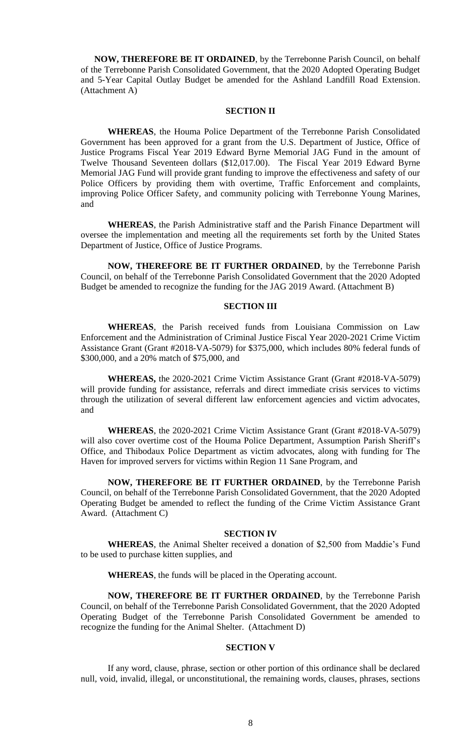**NOW, THEREFORE BE IT ORDAINED**, by the Terrebonne Parish Council, on behalf of the Terrebonne Parish Consolidated Government, that the 2020 Adopted Operating Budget and 5-Year Capital Outlay Budget be amended for the Ashland Landfill Road Extension. (Attachment A)

**SECTION II**

**WHEREAS**, the Houma Police Department of the Terrebonne Parish Consolidated Government has been approved for a grant from the U.S. Department of Justice, Office of Justice Programs Fiscal Year 2019 Edward Byrne Memorial JAG Fund in the amount of Twelve Thousand Seventeen dollars ($12,017.00). The Fiscal Year 2019 Edward Byrne Memorial JAG Fund will provide grant funding to improve the effectiveness and safety of our Police Officers by providing them with overtime, Traffic Enforcement and complaints, improving Police Officer Safety, and community policing with Terrebonne Young Marines, and

**WHEREAS**, the Parish Administrative staff and the Parish Finance Department will oversee the implementation and meeting all the requirements set forth by the United States Department of Justice, Office of Justice Programs.

**NOW, THEREFORE BE IT FURTHER ORDAINED**, by the Terrebonne Parish Council, on behalf of the Terrebonne Parish Consolidated Government that the 2020 Adopted Budget be amended to recognize the funding for the JAG 2019 Award. (Attachment B)

**SECTION III**

**WHEREAS**, the Parish received funds from Louisiana Commission on Law Enforcement and the Administration of Criminal Justice Fiscal Year 2020-2021 Crime Victim Assistance Grant (Grant #2018-VA-5079) for $375,000, which includes 80% federal funds of $300,000, and a 20% match of $75,000, and

**WHEREAS,** the 2020-2021 Crime Victim Assistance Grant (Grant #2018-VA-5079) will provide funding for assistance, referrals and direct immediate crisis services to victims through the utilization of several different law enforcement agencies and victim advocates, and

**WHEREAS**, the 2020-2021 Crime Victim Assistance Grant (Grant #2018-VA-5079) will also cover overtime cost of the Houma Police Department, Assumption Parish Sheriff's Office, and Thibodaux Police Department as victim advocates, along with funding for The Haven for improved servers for victims within Region 11 Sane Program, and

**NOW, THEREFORE BE IT FURTHER ORDAINED**, by the Terrebonne Parish Council, on behalf of the Terrebonne Parish Consolidated Government, that the 2020 Adopted Operating Budget be amended to reflect the funding of the Crime Victim Assistance Grant Award. (Attachment C)

**SECTION IV**

**WHEREAS**, the Animal Shelter received a donation of $2,500 from Maddie's Fund to be used to purchase kitten supplies, and

**WHEREAS**, the funds will be placed in the Operating account.

**NOW, THEREFORE BE IT FURTHER ORDAINED**, by the Terrebonne Parish Council, on behalf of the Terrebonne Parish Consolidated Government, that the 2020 Adopted Operating Budget of the Terrebonne Parish Consolidated Government be amended to recognize the funding for the Animal Shelter. (Attachment D)

**SECTION V**

If any word, clause, phrase, section or other portion of this ordinance shall be declared null, void, invalid, illegal, or unconstitutional, the remaining words, clauses, phrases, sections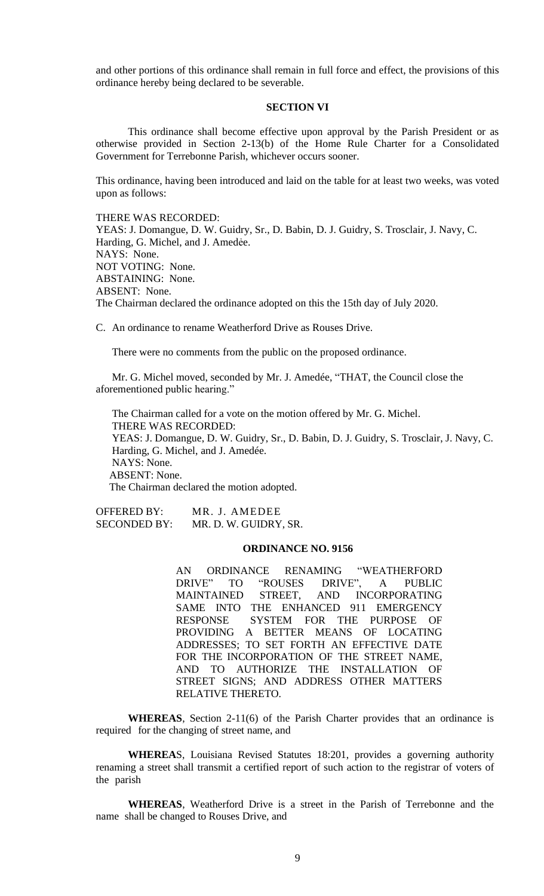and other portions of this ordinance shall remain in full force and effect, the provisions of this ordinance hereby being declared to be severable.

**SECTION VI**

This ordinance shall become effective upon approval by the Parish President or as otherwise provided in Section 2-13(b) of the Home Rule Charter for a Consolidated Government for Terrebonne Parish, whichever occurs sooner.

This ordinance, having been introduced and laid on the table for at least two weeks, was voted upon as follows:

THERE WAS RECORDED:
YEAS: J. Domangue, D. W. Guidry, Sr., D. Babin, D. J. Guidry, S. Trosclair, J. Navy, C. Harding, G. Michel, and J. Amedėe.
NAYS: None.
NOT VOTING: None.
ABSTAINING: None.
ABSENT: None.
The Chairman declared the ordinance adopted on this the 15th day of July 2020.

C. An ordinance to rename Weatherford Drive as Rouses Drive.

There were no comments from the public on the proposed ordinance.

Mr. G. Michel moved, seconded by Mr. J. Amedée, "THAT, the Council close the aforementioned public hearing."

The Chairman called for a vote on the motion offered by Mr. G. Michel.
THERE WAS RECORDED:
YEAS: J. Domangue, D. W. Guidry, Sr., D. Babin, D. J. Guidry, S. Trosclair, J. Navy, C. Harding, G. Michel, and J. Amedée.
NAYS: None.
ABSENT: None.
The Chairman declared the motion adopted.

OFFERED BY: MR. J. AMEDEE
SECONDED BY: MR. D. W. GUIDRY, SR.

**ORDINANCE NO. 9156**

AN ORDINANCE RENAMING "WEATHERFORD DRIVE" TO "ROUSES DRIVE", A PUBLIC MAINTAINED STREET, AND INCORPORATING SAME INTO THE ENHANCED 911 EMERGENCY RESPONSE SYSTEM FOR THE PURPOSE OF PROVIDING A BETTER MEANS OF LOCATING ADDRESSES; TO SET FORTH AN EFFECTIVE DATE FOR THE INCORPORATION OF THE STREET NAME, AND TO AUTHORIZE THE INSTALLATION OF STREET SIGNS; AND ADDRESS OTHER MATTERS RELATIVE THERETO.

**WHEREAS**, Section 2-11(6) of the Parish Charter provides that an ordinance is required for the changing of street name, and

**WHEREA**S, Louisiana Revised Statutes 18:201, provides a governing authority renaming a street shall transmit a certified report of such action to the registrar of voters of the parish

**WHEREAS**, Weatherford Drive is a street in the Parish of Terrebonne and the name shall be changed to Rouses Drive, and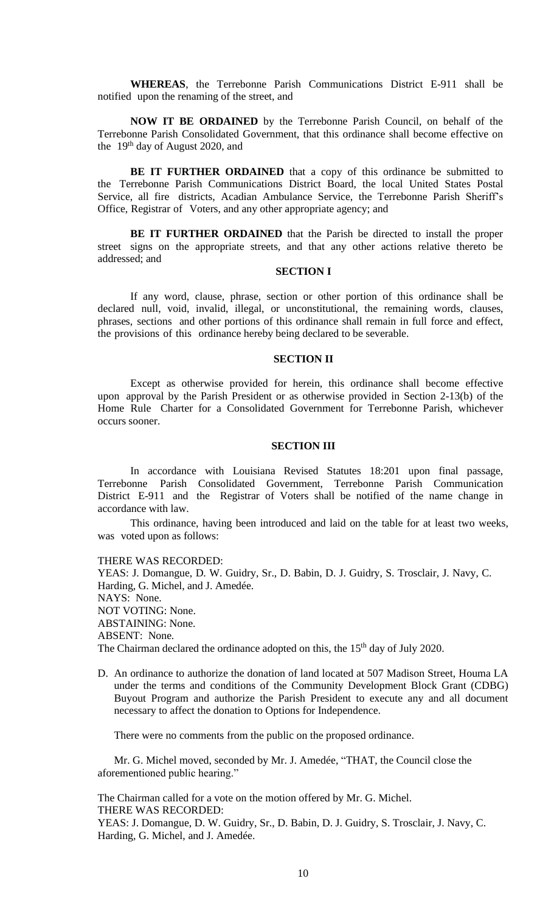**WHEREAS**, the Terrebonne Parish Communications District E-911 shall be notified upon the renaming of the street, and

**NOW IT BE ORDAINED** by the Terrebonne Parish Council, on behalf of the Terrebonne Parish Consolidated Government, that this ordinance shall become effective on the 19th day of August 2020, and

**BE IT FURTHER ORDAINED** that a copy of this ordinance be submitted to the Terrebonne Parish Communications District Board, the local United States Postal Service, all fire districts, Acadian Ambulance Service, the Terrebonne Parish Sheriff's Office, Registrar of Voters, and any other appropriate agency; and

**BE IT FURTHER ORDAINED** that the Parish be directed to install the proper street signs on the appropriate streets, and that any other actions relative thereto be addressed; and

**SECTION I**

If any word, clause, phrase, section or other portion of this ordinance shall be declared null, void, invalid, illegal, or unconstitutional, the remaining words, clauses, phrases, sections and other portions of this ordinance shall remain in full force and effect, the provisions of this ordinance hereby being declared to be severable.

**SECTION II**

Except as otherwise provided for herein, this ordinance shall become effective upon approval by the Parish President or as otherwise provided in Section 2-13(b) of the Home Rule Charter for a Consolidated Government for Terrebonne Parish, whichever occurs sooner.

**SECTION III**

In accordance with Louisiana Revised Statutes 18:201 upon final passage, Terrebonne Parish Consolidated Government, Terrebonne Parish Communication District E-911 and the Registrar of Voters shall be notified of the name change in accordance with law.

This ordinance, having been introduced and laid on the table for at least two weeks, was voted upon as follows:

THERE WAS RECORDED:
YEAS: J. Domangue, D. W. Guidry, Sr., D. Babin, D. J. Guidry, S. Trosclair, J. Navy, C. Harding, G. Michel, and J. Amedée.
NAYS: None.
NOT VOTING: None.
ABSTAINING: None.
ABSENT: None.
The Chairman declared the ordinance adopted on this, the 15th day of July 2020.

D. An ordinance to authorize the donation of land located at 507 Madison Street, Houma LA under the terms and conditions of the Community Development Block Grant (CDBG) Buyout Program and authorize the Parish President to execute any and all document necessary to affect the donation to Options for Independence.

   There were no comments from the public on the proposed ordinance.

   Mr. G. Michel moved, seconded by Mr. J. Amedée, "THAT, the Council close the aforementioned public hearing."

The Chairman called for a vote on the motion offered by Mr. G. Michel.
THERE WAS RECORDED:
YEAS: J. Domangue, D. W. Guidry, Sr., D. Babin, D. J. Guidry, S. Trosclair, J. Navy, C. Harding, G. Michel, and J. Amedée.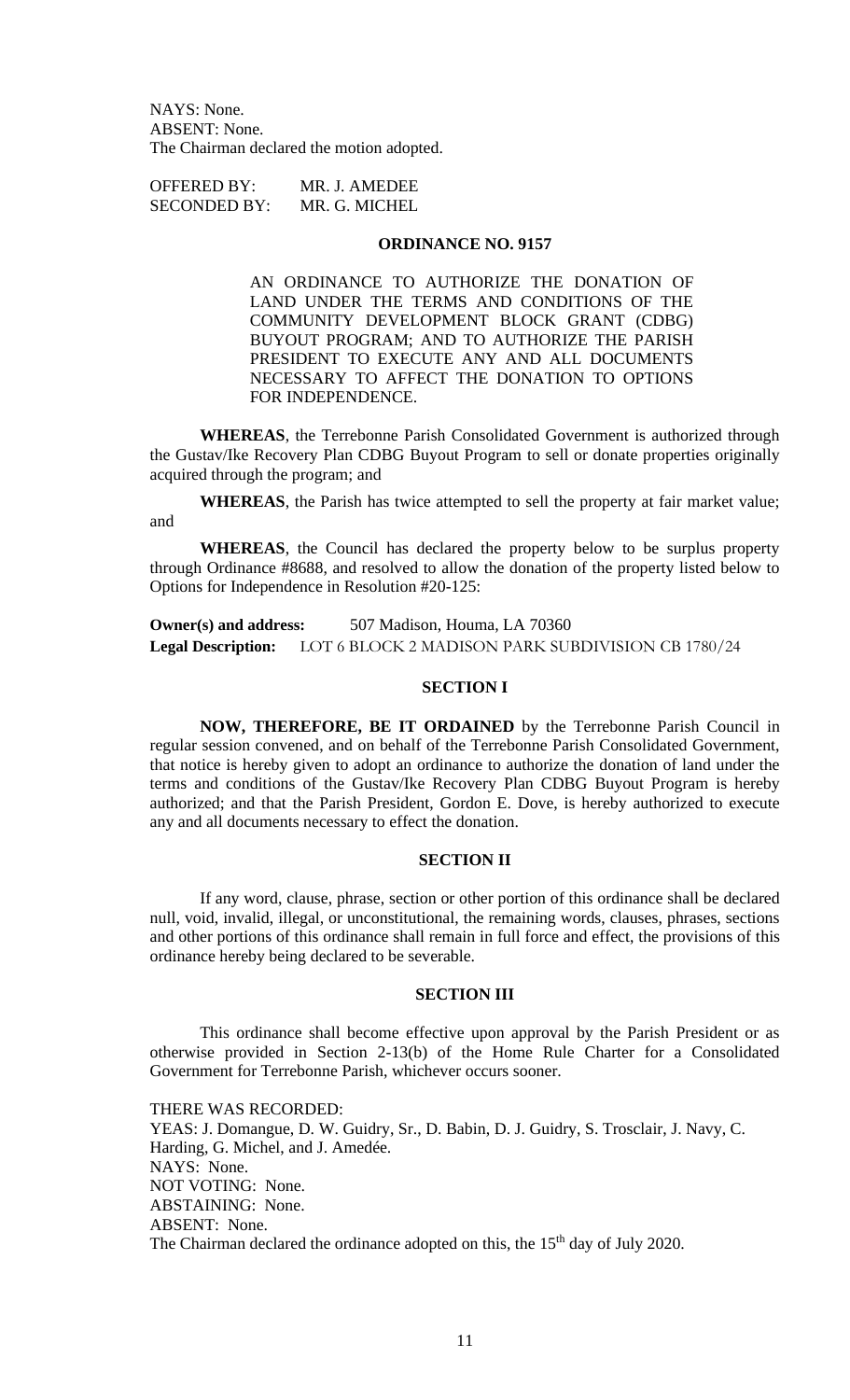NAYS: None.
ABSENT: None.
The Chairman declared the motion adopted.

OFFERED BY: MR. J. AMEDEE
SECONDED BY: MR. G. MICHEL

**ORDINANCE NO. 9157**

AN ORDINANCE TO AUTHORIZE THE DONATION OF LAND UNDER THE TERMS AND CONDITIONS OF THE COMMUNITY DEVELOPMENT BLOCK GRANT (CDBG) BUYOUT PROGRAM; AND TO AUTHORIZE THE PARISH PRESIDENT TO EXECUTE ANY AND ALL DOCUMENTS NECESSARY TO AFFECT THE DONATION TO OPTIONS FOR INDEPENDENCE.

**WHEREAS**, the Terrebonne Parish Consolidated Government is authorized through the Gustav/Ike Recovery Plan CDBG Buyout Program to sell or donate properties originally acquired through the program; and

**WHEREAS**, the Parish has twice attempted to sell the property at fair market value; and

**WHEREAS**, the Council has declared the property below to be surplus property through Ordinance #8688, and resolved to allow the donation of the property listed below to Options for Independence in Resolution #20-125:

**Owner(s) and address:** 507 Madison, Houma, LA 70360
**Legal Description:** LOT 6 BLOCK 2 MADISON PARK SUBDIVISION CB 1780/24

**SECTION I**

**NOW, THEREFORE, BE IT ORDAINED** by the Terrebonne Parish Council in regular session convened, and on behalf of the Terrebonne Parish Consolidated Government, that notice is hereby given to adopt an ordinance to authorize the donation of land under the terms and conditions of the Gustav/Ike Recovery Plan CDBG Buyout Program is hereby authorized; and that the Parish President, Gordon E. Dove, is hereby authorized to execute any and all documents necessary to effect the donation.

**SECTION II**

If any word, clause, phrase, section or other portion of this ordinance shall be declared null, void, invalid, illegal, or unconstitutional, the remaining words, clauses, phrases, sections and other portions of this ordinance shall remain in full force and effect, the provisions of this ordinance hereby being declared to be severable.

**SECTION III**

This ordinance shall become effective upon approval by the Parish President or as otherwise provided in Section 2-13(b) of the Home Rule Charter for a Consolidated Government for Terrebonne Parish, whichever occurs sooner.

THERE WAS RECORDED:
YEAS: J. Domangue, D. W. Guidry, Sr., D. Babin, D. J. Guidry, S. Trosclair, J. Navy, C. Harding, G. Michel, and J. Amedée.
NAYS: None.
NOT VOTING: None.
ABSTAINING: None.
ABSENT: None.
The Chairman declared the ordinance adopted on this, the 15th day of July 2020.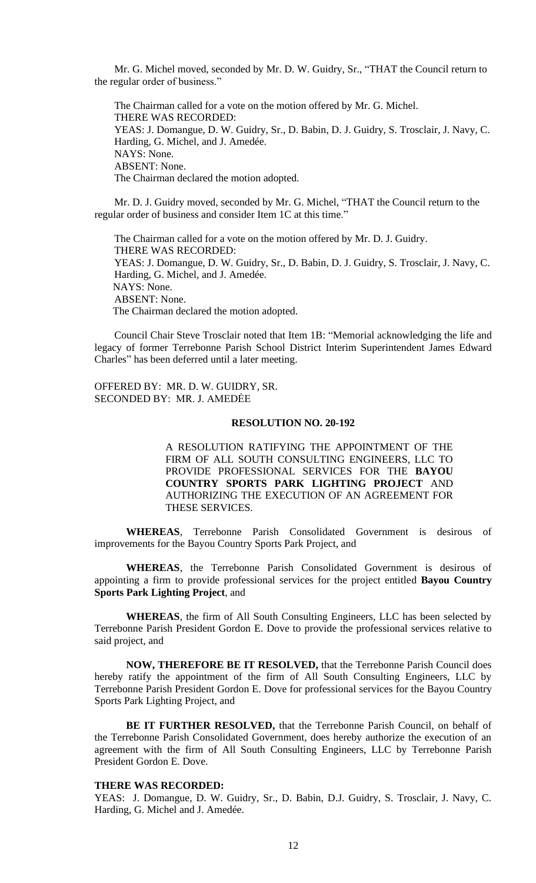Mr. G. Michel moved, seconded by Mr. D. W. Guidry, Sr., "THAT the Council return to the regular order of business."

The Chairman called for a vote on the motion offered by Mr. G. Michel.
THERE WAS RECORDED:
YEAS: J. Domangue, D. W. Guidry, Sr., D. Babin, D. J. Guidry, S. Trosclair, J. Navy, C. Harding, G. Michel, and J. Amedée.
NAYS: None.
ABSENT: None.
The Chairman declared the motion adopted.

Mr. D. J. Guidry moved, seconded by Mr. G. Michel, "THAT the Council return to the regular order of business and consider Item 1C at this time."

The Chairman called for a vote on the motion offered by Mr. D. J. Guidry.
THERE WAS RECORDED:
YEAS: J. Domangue, D. W. Guidry, Sr., D. Babin, D. J. Guidry, S. Trosclair, J. Navy, C. Harding, G. Michel, and J. Amedée.
NAYS: None.
ABSENT: None.
The Chairman declared the motion adopted.

Council Chair Steve Trosclair noted that Item 1B: "Memorial acknowledging the life and legacy of former Terrebonne Parish School District Interim Superintendent James Edward Charles" has been deferred until a later meeting.

OFFERED BY: MR. D. W. GUIDRY, SR.
SECONDED BY: MR. J. AMEDĖE

**RESOLUTION NO. 20-192**

A RESOLUTION RATIFYING THE APPOINTMENT OF THE FIRM OF ALL SOUTH CONSULTING ENGINEERS, LLC TO PROVIDE PROFESSIONAL SERVICES FOR THE **BAYOU COUNTRY SPORTS PARK LIGHTING PROJECT** AND AUTHORIZING THE EXECUTION OF AN AGREEMENT FOR THESE SERVICES.

**WHEREAS**, Terrebonne Parish Consolidated Government is desirous of improvements for the Bayou Country Sports Park Project, and

**WHEREAS**, the Terrebonne Parish Consolidated Government is desirous of appointing a firm to provide professional services for the project entitled **Bayou Country Sports Park Lighting Project**, and

**WHEREAS**, the firm of All South Consulting Engineers, LLC has been selected by Terrebonne Parish President Gordon E. Dove to provide the professional services relative to said project, and

**NOW, THEREFORE BE IT RESOLVED,** that the Terrebonne Parish Council does hereby ratify the appointment of the firm of All South Consulting Engineers, LLC by Terrebonne Parish President Gordon E. Dove for professional services for the Bayou Country Sports Park Lighting Project, and

**BE IT FURTHER RESOLVED,** that the Terrebonne Parish Council, on behalf of the Terrebonne Parish Consolidated Government, does hereby authorize the execution of an agreement with the firm of All South Consulting Engineers, LLC by Terrebonne Parish President Gordon E. Dove.

**THERE WAS RECORDED:**
YEAS: J. Domangue, D. W. Guidry, Sr., D. Babin, D.J. Guidry, S. Trosclair, J. Navy, C. Harding, G. Michel and J. Amedée.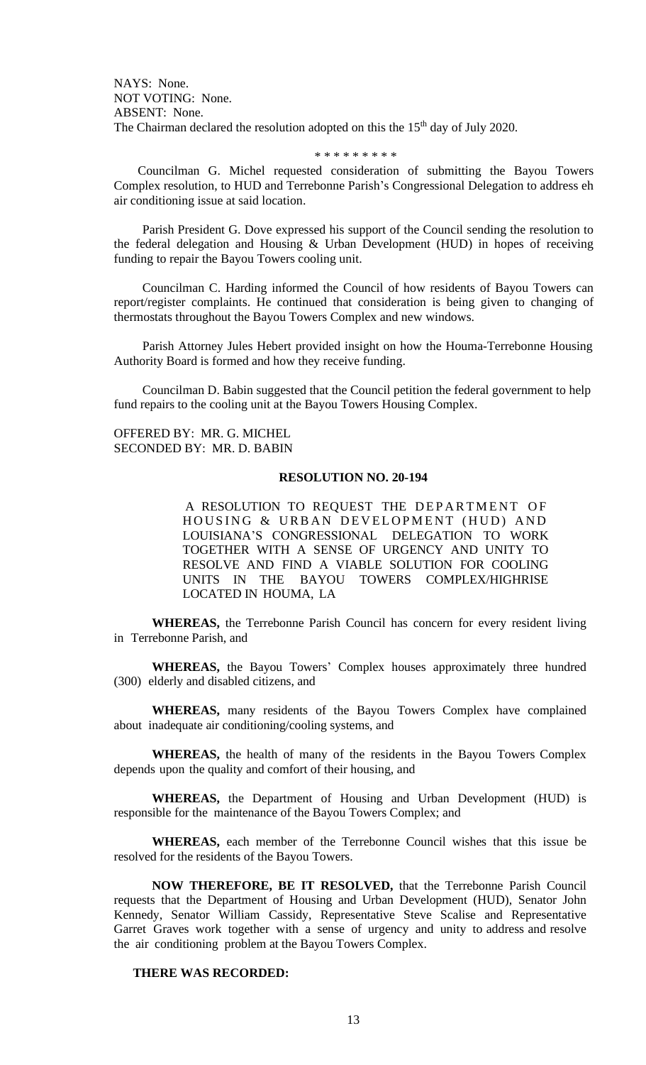NAYS: None.
NOT VOTING: None.
ABSENT: None.
The Chairman declared the resolution adopted on this the 15th day of July 2020.

\* \* \* \* \* \* \* \* \*

Councilman G. Michel requested consideration of submitting the Bayou Towers Complex resolution, to HUD and Terrebonne Parish's Congressional Delegation to address eh air conditioning issue at said location.

Parish President G. Dove expressed his support of the Council sending the resolution to the federal delegation and Housing & Urban Development (HUD) in hopes of receiving funding to repair the Bayou Towers cooling unit.

Councilman C. Harding informed the Council of how residents of Bayou Towers can report/register complaints. He continued that consideration is being given to changing of thermostats throughout the Bayou Towers Complex and new windows.

Parish Attorney Jules Hebert provided insight on how the Houma-Terrebonne Housing Authority Board is formed and how they receive funding.

Councilman D. Babin suggested that the Council petition the federal government to help fund repairs to the cooling unit at the Bayou Towers Housing Complex.

OFFERED BY: MR. G. MICHEL
SECONDED BY: MR. D. BABIN

**RESOLUTION NO. 20-194**

A RESOLUTION TO REQUEST THE DEPARTMENT OF HOUSING & URBAN DEVELOPMENT (HUD) AND LOUISIANA'S CONGRESSIONAL DELEGATION TO WORK TOGETHER WITH A SENSE OF URGENCY AND UNITY TO RESOLVE AND FIND A VIABLE SOLUTION FOR COOLING UNITS IN THE BAYOU TOWERS COMPLEX/HIGHRISE LOCATED IN HOUMA, LA

**WHEREAS,** the Terrebonne Parish Council has concern for every resident living in Terrebonne Parish, and

**WHEREAS,** the Bayou Towers' Complex houses approximately three hundred (300) elderly and disabled citizens, and

**WHEREAS,** many residents of the Bayou Towers Complex have complained about inadequate air conditioning/cooling systems, and

**WHEREAS,** the health of many of the residents in the Bayou Towers Complex depends upon the quality and comfort of their housing, and

**WHEREAS,** the Department of Housing and Urban Development (HUD) is responsible for the maintenance of the Bayou Towers Complex; and

**WHEREAS,** each member of the Terrebonne Council wishes that this issue be resolved for the residents of the Bayou Towers.

**NOW THEREFORE, BE IT RESOLVED,** that the Terrebonne Parish Council requests that the Department of Housing and Urban Development (HUD), Senator John Kennedy, Senator William Cassidy, Representative Steve Scalise and Representative Garret Graves work together with a sense of urgency and unity to address and resolve the air conditioning problem at the Bayou Towers Complex.

**THERE WAS RECORDED:**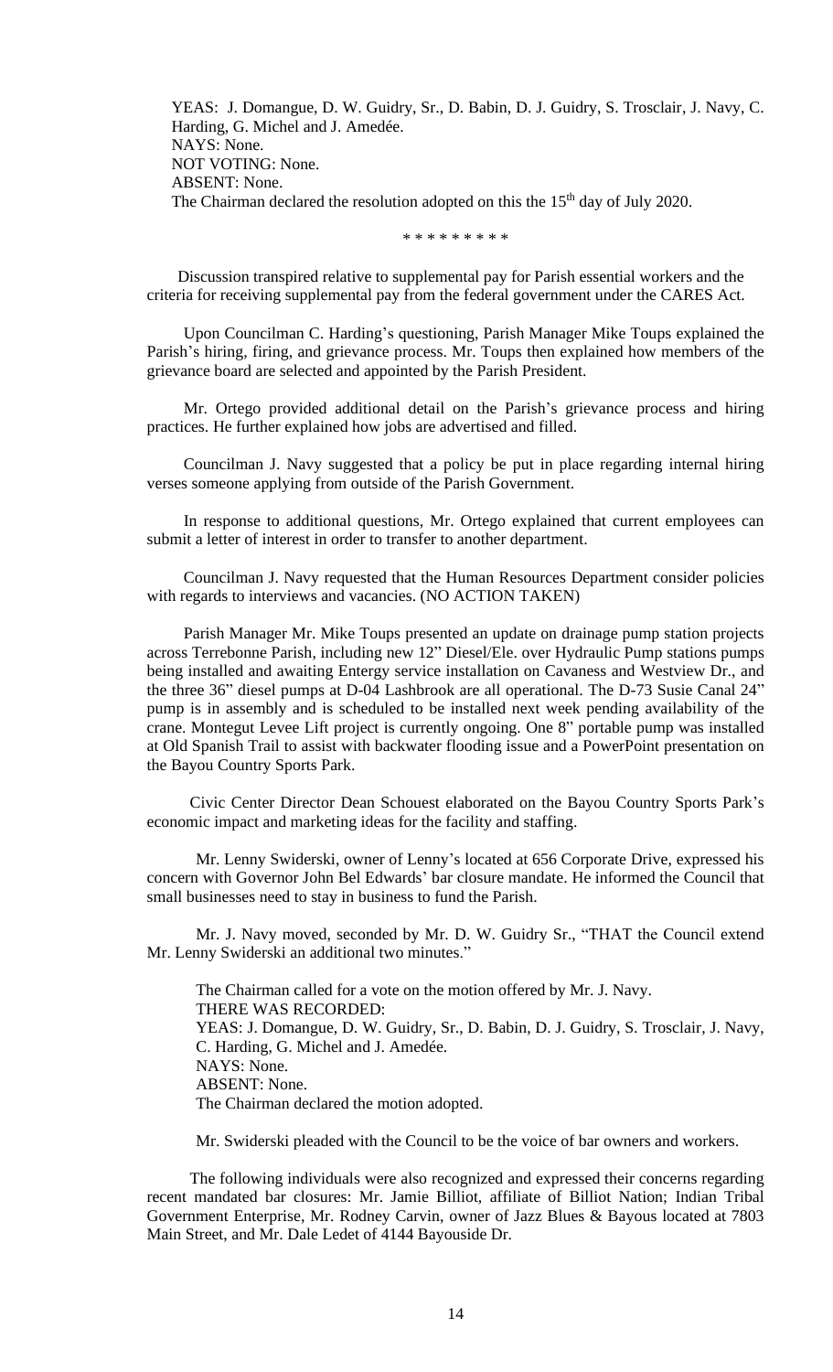YEAS: J. Domangue, D. W. Guidry, Sr., D. Babin, D. J. Guidry, S. Trosclair, J. Navy, C. Harding, G. Michel and J. Amedée.
NAYS: None.
NOT VOTING: None.
ABSENT: None.
The Chairman declared the resolution adopted on this the 15th day of July 2020.

\* \* \* \* \* \* \* \* \*

Discussion transpired relative to supplemental pay for Parish essential workers and the criteria for receiving supplemental pay from the federal government under the CARES Act.

Upon Councilman C. Harding's questioning, Parish Manager Mike Toups explained the Parish's hiring, firing, and grievance process. Mr. Toups then explained how members of the grievance board are selected and appointed by the Parish President.

Mr. Ortego provided additional detail on the Parish's grievance process and hiring practices. He further explained how jobs are advertised and filled.

Councilman J. Navy suggested that a policy be put in place regarding internal hiring verses someone applying from outside of the Parish Government.

In response to additional questions, Mr. Ortego explained that current employees can submit a letter of interest in order to transfer to another department.

Councilman J. Navy requested that the Human Resources Department consider policies with regards to interviews and vacancies. (NO ACTION TAKEN)

Parish Manager Mr. Mike Toups presented an update on drainage pump station projects across Terrebonne Parish, including new 12" Diesel/Ele. over Hydraulic Pump stations pumps being installed and awaiting Entergy service installation on Cavaness and Westview Dr., and the three 36" diesel pumps at D-04 Lashbrook are all operational. The D-73 Susie Canal 24" pump is in assembly and is scheduled to be installed next week pending availability of the crane. Montegut Levee Lift project is currently ongoing. One 8" portable pump was installed at Old Spanish Trail to assist with backwater flooding issue and a PowerPoint presentation on the Bayou Country Sports Park.

Civic Center Director Dean Schouest elaborated on the Bayou Country Sports Park's economic impact and marketing ideas for the facility and staffing.

Mr. Lenny Swiderski, owner of Lenny's located at 656 Corporate Drive, expressed his concern with Governor John Bel Edwards' bar closure mandate. He informed the Council that small businesses need to stay in business to fund the Parish.

Mr. J. Navy moved, seconded by Mr. D. W. Guidry Sr., "THAT the Council extend Mr. Lenny Swiderski an additional two minutes."

The Chairman called for a vote on the motion offered by Mr. J. Navy.
THERE WAS RECORDED:
YEAS: J. Domangue, D. W. Guidry, Sr., D. Babin, D. J. Guidry, S. Trosclair, J. Navy, C. Harding, G. Michel and J. Amedée.
NAYS: None.
ABSENT: None.
The Chairman declared the motion adopted.

Mr. Swiderski pleaded with the Council to be the voice of bar owners and workers.

The following individuals were also recognized and expressed their concerns regarding recent mandated bar closures: Mr. Jamie Billiot, affiliate of Billiot Nation; Indian Tribal Government Enterprise, Mr. Rodney Carvin, owner of Jazz Blues & Bayous located at 7803 Main Street, and Mr. Dale Ledet of 4144 Bayouside Dr.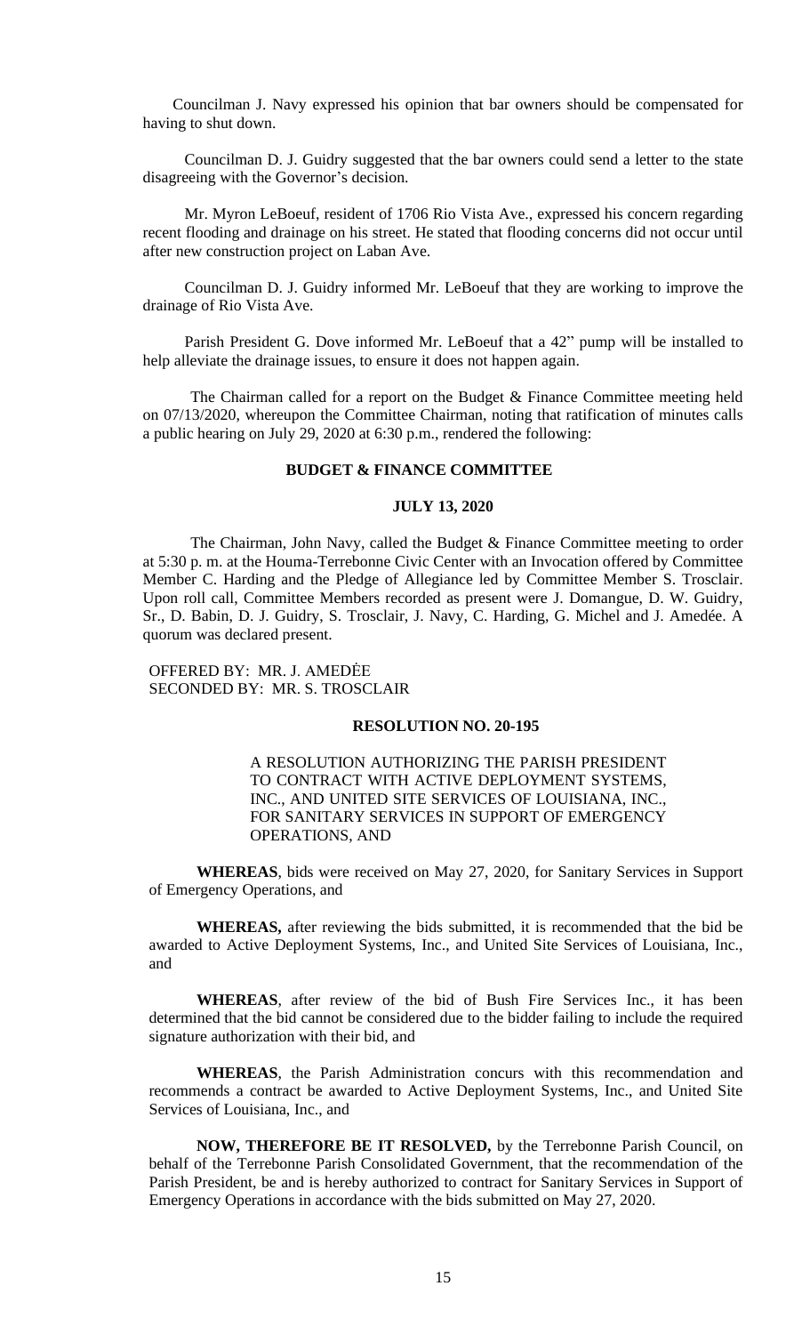Councilman J. Navy expressed his opinion that bar owners should be compensated for having to shut down.

Councilman D. J. Guidry suggested that the bar owners could send a letter to the state disagreeing with the Governor's decision.

Mr. Myron LeBoeuf, resident of 1706 Rio Vista Ave., expressed his concern regarding recent flooding and drainage on his street. He stated that flooding concerns did not occur until after new construction project on Laban Ave.

Councilman D. J. Guidry informed Mr. LeBoeuf that they are working to improve the drainage of Rio Vista Ave.

Parish President G. Dove informed Mr. LeBoeuf that a 42" pump will be installed to help alleviate the drainage issues, to ensure it does not happen again.

The Chairman called for a report on the Budget & Finance Committee meeting held on 07/13/2020, whereupon the Committee Chairman, noting that ratification of minutes calls a public hearing on July 29, 2020 at 6:30 p.m., rendered the following:

**BUDGET & FINANCE COMMITTEE**

**JULY 13, 2020**

The Chairman, John Navy, called the Budget & Finance Committee meeting to order at 5:30 p. m. at the Houma-Terrebonne Civic Center with an Invocation offered by Committee Member C. Harding and the Pledge of Allegiance led by Committee Member S. Trosclair. Upon roll call, Committee Members recorded as present were J. Domangue, D. W. Guidry, Sr., D. Babin, D. J. Guidry, S. Trosclair, J. Navy, C. Harding, G. Michel and J. Amedée. A quorum was declared present.

OFFERED BY: MR. J. AMEDĖE
SECONDED BY: MR. S. TROSCLAIR

**RESOLUTION NO. 20-195**

A RESOLUTION AUTHORIZING THE PARISH PRESIDENT TO CONTRACT WITH ACTIVE DEPLOYMENT SYSTEMS, INC., AND UNITED SITE SERVICES OF LOUISIANA, INC., FOR SANITARY SERVICES IN SUPPORT OF EMERGENCY OPERATIONS, AND

**WHEREAS**, bids were received on May 27, 2020, for Sanitary Services in Support of Emergency Operations, and

**WHEREAS,** after reviewing the bids submitted, it is recommended that the bid be awarded to Active Deployment Systems, Inc., and United Site Services of Louisiana, Inc., and

**WHEREAS**, after review of the bid of Bush Fire Services Inc., it has been determined that the bid cannot be considered due to the bidder failing to include the required signature authorization with their bid, and

**WHEREAS**, the Parish Administration concurs with this recommendation and recommends a contract be awarded to Active Deployment Systems, Inc., and United Site Services of Louisiana, Inc., and

**NOW, THEREFORE BE IT RESOLVED,** by the Terrebonne Parish Council, on behalf of the Terrebonne Parish Consolidated Government, that the recommendation of the Parish President, be and is hereby authorized to contract for Sanitary Services in Support of Emergency Operations in accordance with the bids submitted on May 27, 2020.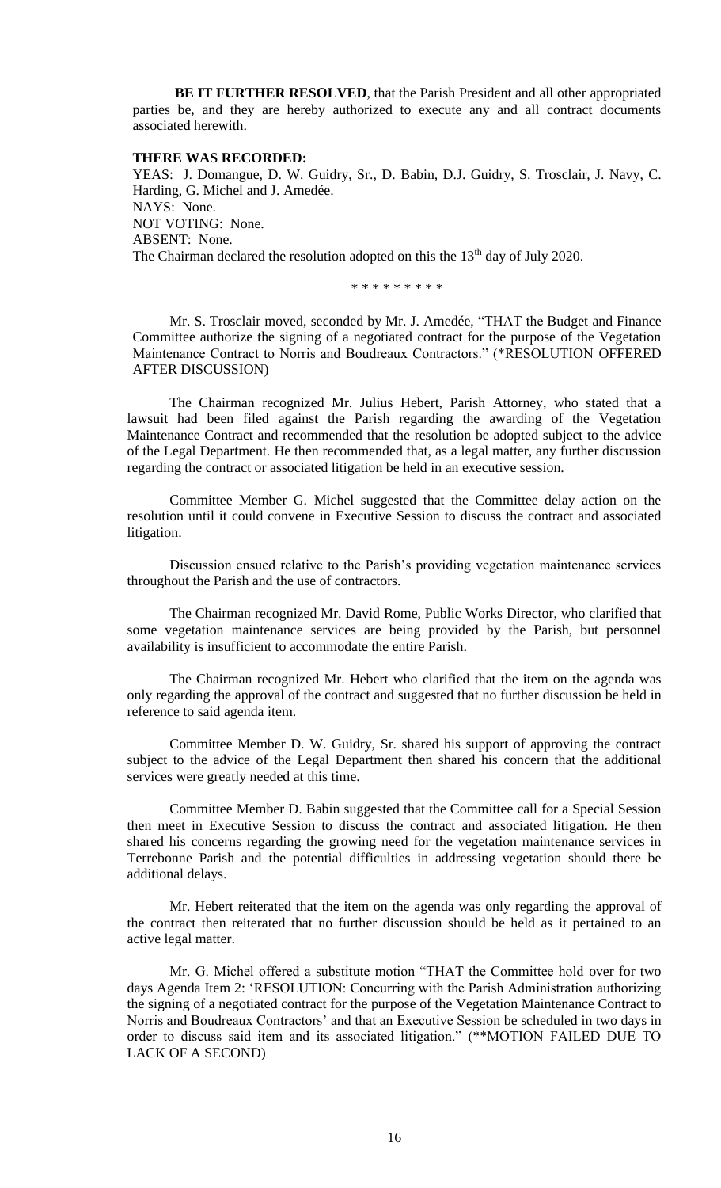**BE IT FURTHER RESOLVED**, that the Parish President and all other appropriated parties be, and they are hereby authorized to execute any and all contract documents associated herewith.

**THERE WAS RECORDED:**

YEAS: J. Domangue, D. W. Guidry, Sr., D. Babin, D.J. Guidry, S. Trosclair, J. Navy, C. Harding, G. Michel and J. Amedée.
NAYS: None.
NOT VOTING: None.
ABSENT: None.
The Chairman declared the resolution adopted on this the 13th day of July 2020.

* * * * * * * * *

Mr. S. Trosclair moved, seconded by Mr. J. Amedée, "THAT the Budget and Finance Committee authorize the signing of a negotiated contract for the purpose of the Vegetation Maintenance Contract to Norris and Boudreaux Contractors." (*RESOLUTION OFFERED AFTER DISCUSSION)

The Chairman recognized Mr. Julius Hebert, Parish Attorney, who stated that a lawsuit had been filed against the Parish regarding the awarding of the Vegetation Maintenance Contract and recommended that the resolution be adopted subject to the advice of the Legal Department. He then recommended that, as a legal matter, any further discussion regarding the contract or associated litigation be held in an executive session.

Committee Member G. Michel suggested that the Committee delay action on the resolution until it could convene in Executive Session to discuss the contract and associated litigation.

Discussion ensued relative to the Parish's providing vegetation maintenance services throughout the Parish and the use of contractors.

The Chairman recognized Mr. David Rome, Public Works Director, who clarified that some vegetation maintenance services are being provided by the Parish, but personnel availability is insufficient to accommodate the entire Parish.

The Chairman recognized Mr. Hebert who clarified that the item on the agenda was only regarding the approval of the contract and suggested that no further discussion be held in reference to said agenda item.

Committee Member D. W. Guidry, Sr. shared his support of approving the contract subject to the advice of the Legal Department then shared his concern that the additional services were greatly needed at this time.

Committee Member D. Babin suggested that the Committee call for a Special Session then meet in Executive Session to discuss the contract and associated litigation. He then shared his concerns regarding the growing need for the vegetation maintenance services in Terrebonne Parish and the potential difficulties in addressing vegetation should there be additional delays.

Mr. Hebert reiterated that the item on the agenda was only regarding the approval of the contract then reiterated that no further discussion should be held as it pertained to an active legal matter.

Mr. G. Michel offered a substitute motion "THAT the Committee hold over for two days Agenda Item 2: 'RESOLUTION: Concurring with the Parish Administration authorizing the signing of a negotiated contract for the purpose of the Vegetation Maintenance Contract to Norris and Boudreaux Contractors' and that an Executive Session be scheduled in two days in order to discuss said item and its associated litigation." (**MOTION FAILED DUE TO LACK OF A SECOND)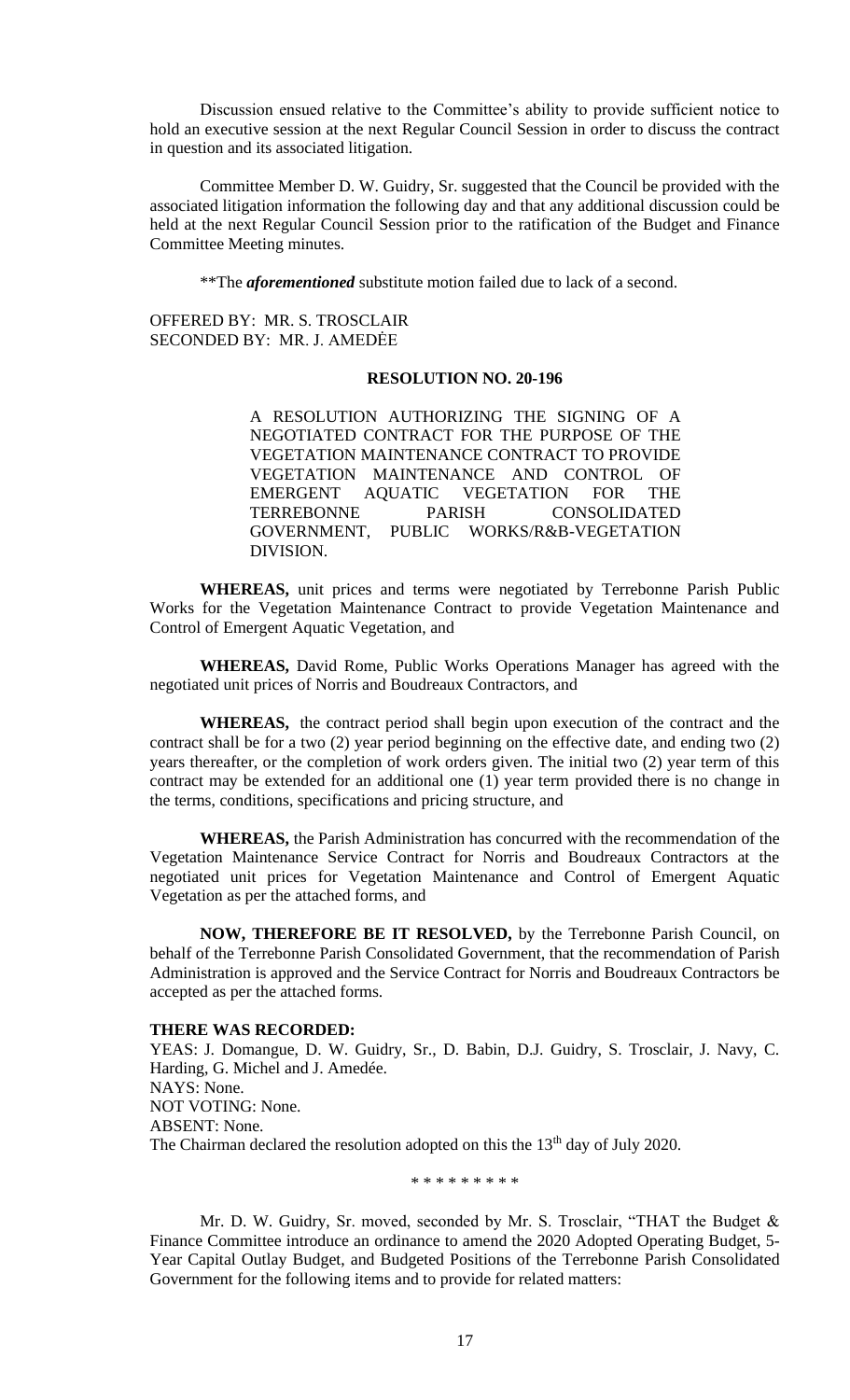Discussion ensued relative to the Committee's ability to provide sufficient notice to hold an executive session at the next Regular Council Session in order to discuss the contract in question and its associated litigation.

Committee Member D. W. Guidry, Sr. suggested that the Council be provided with the associated litigation information the following day and that any additional discussion could be held at the next Regular Council Session prior to the ratification of the Budget and Finance Committee Meeting minutes.

**The ***aforementioned*** substitute motion failed due to lack of a second.

OFFERED BY: MR. S. TROSCLAIR
SECONDED BY: MR. J. AMEDĖE

**RESOLUTION NO. 20-196**

A RESOLUTION AUTHORIZING THE SIGNING OF A NEGOTIATED CONTRACT FOR THE PURPOSE OF THE VEGETATION MAINTENANCE CONTRACT TO PROVIDE VEGETATION MAINTENANCE AND CONTROL OF EMERGENT AQUATIC VEGETATION FOR THE TERREBONNE PARISH CONSOLIDATED GOVERNMENT, PUBLIC WORKS/R&B-VEGETATION DIVISION.

**WHEREAS,** unit prices and terms were negotiated by Terrebonne Parish Public Works for the Vegetation Maintenance Contract to provide Vegetation Maintenance and Control of Emergent Aquatic Vegetation, and

**WHEREAS,** David Rome, Public Works Operations Manager has agreed with the negotiated unit prices of Norris and Boudreaux Contractors, and

**WHEREAS,** the contract period shall begin upon execution of the contract and the contract shall be for a two (2) year period beginning on the effective date, and ending two (2) years thereafter, or the completion of work orders given. The initial two (2) year term of this contract may be extended for an additional one (1) year term provided there is no change in the terms, conditions, specifications and pricing structure, and

**WHEREAS,** the Parish Administration has concurred with the recommendation of the Vegetation Maintenance Service Contract for Norris and Boudreaux Contractors at the negotiated unit prices for Vegetation Maintenance and Control of Emergent Aquatic Vegetation as per the attached forms, and

**NOW, THEREFORE BE IT RESOLVED,** by the Terrebonne Parish Council, on behalf of the Terrebonne Parish Consolidated Government, that the recommendation of Parish Administration is approved and the Service Contract for Norris and Boudreaux Contractors be accepted as per the attached forms.

**THERE WAS RECORDED:**
YEAS: J. Domangue, D. W. Guidry, Sr., D. Babin, D.J. Guidry, S. Trosclair, J. Navy, C. Harding, G. Michel and J. Amedée.
NAYS: None.
NOT VOTING: None.
ABSENT: None.
The Chairman declared the resolution adopted on this the 13th day of July 2020.

\* \* \* \* \* \* \* \* \*

Mr. D. W. Guidry, Sr. moved, seconded by Mr. S. Trosclair, "THAT the Budget & Finance Committee introduce an ordinance to amend the 2020 Adopted Operating Budget, 5-Year Capital Outlay Budget, and Budgeted Positions of the Terrebonne Parish Consolidated Government for the following items and to provide for related matters: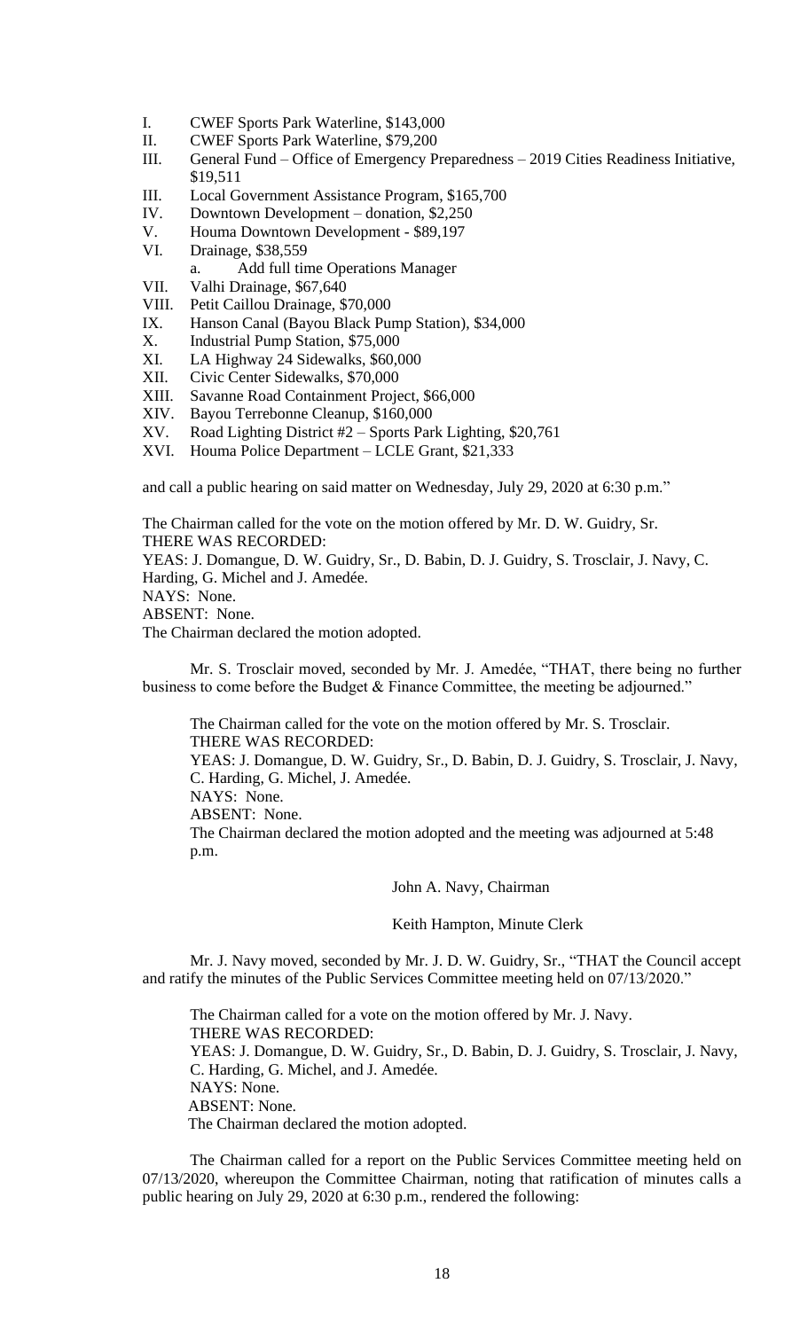I. CWEF Sports Park Waterline, $143,000
II. CWEF Sports Park Waterline, $79,200
III. General Fund – Office of Emergency Preparedness – 2019 Cities Readiness Initiative, $19,511
III. Local Government Assistance Program, $165,700
IV. Downtown Development – donation, $2,250
V. Houma Downtown Development - $89,197
VI. Drainage, $38,559
    a. Add full time Operations Manager
VII. Valhi Drainage, $67,640
VIII. Petit Caillou Drainage, $70,000
IX. Hanson Canal (Bayou Black Pump Station), $34,000
X. Industrial Pump Station, $75,000
XI. LA Highway 24 Sidewalks, $60,000
XII. Civic Center Sidewalks, $70,000
XIII. Savanne Road Containment Project, $66,000
XIV. Bayou Terrebonne Cleanup, $160,000
XV. Road Lighting District #2 – Sports Park Lighting, $20,761
XVI. Houma Police Department – LCLE Grant, $21,333

and call a public hearing on said matter on Wednesday, July 29, 2020 at 6:30 p.m."

The Chairman called for the vote on the motion offered by Mr. D. W. Guidry, Sr.
THERE WAS RECORDED:
YEAS: J. Domangue, D. W. Guidry, Sr., D. Babin, D. J. Guidry, S. Trosclair, J. Navy, C. Harding, G. Michel and J. Amedée.
NAYS: None.
ABSENT: None.
The Chairman declared the motion adopted.

Mr. S. Trosclair moved, seconded by Mr. J. Amedée, "THAT, there being no further business to come before the Budget & Finance Committee, the meeting be adjourned."

The Chairman called for the vote on the motion offered by Mr. S. Trosclair.
THERE WAS RECORDED:
YEAS: J. Domangue, D. W. Guidry, Sr., D. Babin, D. J. Guidry, S. Trosclair, J. Navy, C. Harding, G. Michel, J. Amedée.
NAYS: None.
ABSENT: None.
The Chairman declared the motion adopted and the meeting was adjourned at 5:48 p.m.

John A. Navy, Chairman

Keith Hampton, Minute Clerk

Mr. J. Navy moved, seconded by Mr. J. D. W. Guidry, Sr., "THAT the Council accept and ratify the minutes of the Public Services Committee meeting held on 07/13/2020."

The Chairman called for a vote on the motion offered by Mr. J. Navy.
THERE WAS RECORDED:
YEAS: J. Domangue, D. W. Guidry, Sr., D. Babin, D. J. Guidry, S. Trosclair, J. Navy, C. Harding, G. Michel, and J. Amedée.
NAYS: None.
ABSENT: None.
The Chairman declared the motion adopted.

The Chairman called for a report on the Public Services Committee meeting held on 07/13/2020, whereupon the Committee Chairman, noting that ratification of minutes calls a public hearing on July 29, 2020 at 6:30 p.m., rendered the following: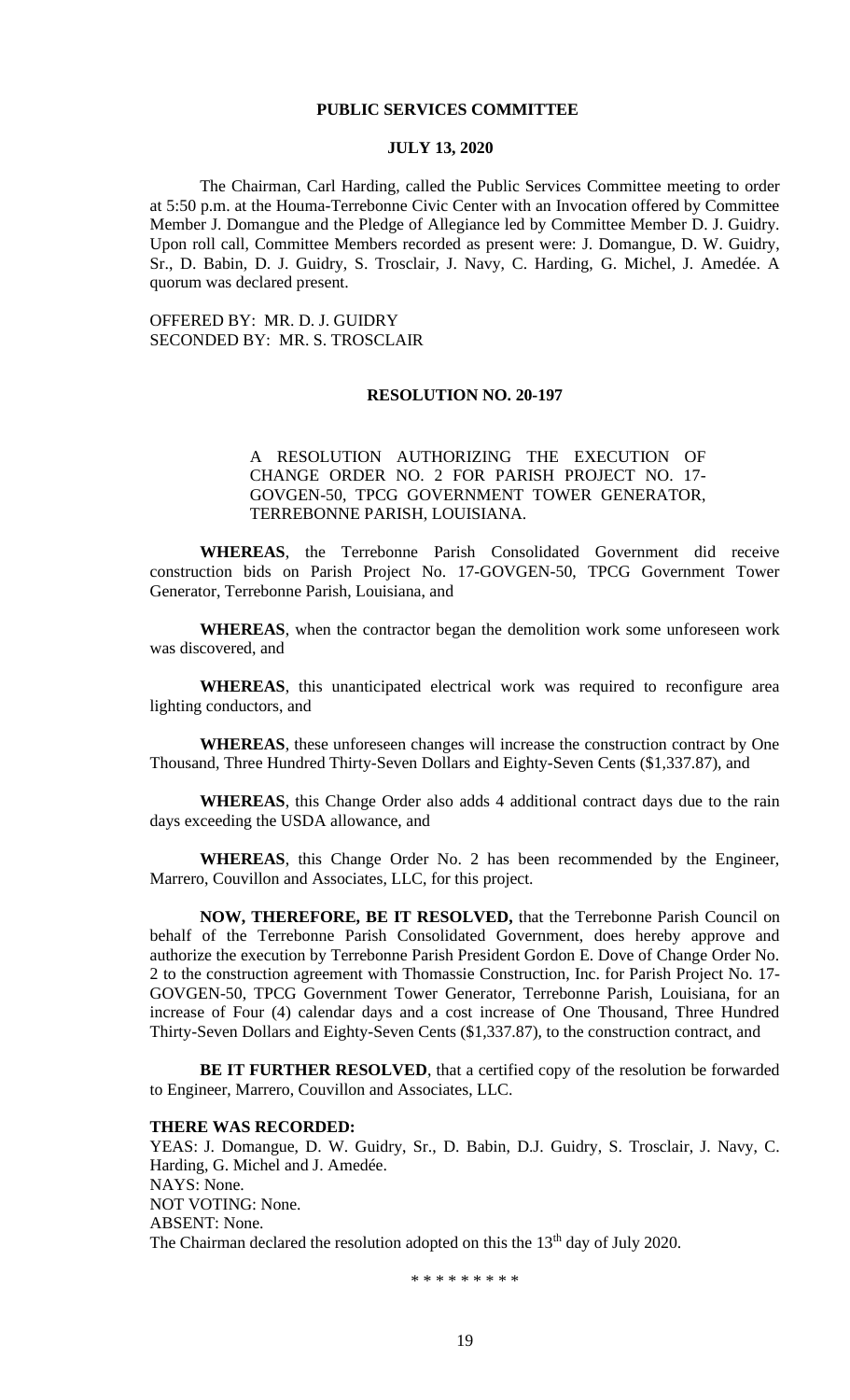**PUBLIC SERVICES COMMITTEE**

**JULY 13, 2020**

The Chairman, Carl Harding, called the Public Services Committee meeting to order at 5:50 p.m. at the Houma-Terrebonne Civic Center with an Invocation offered by Committee Member J. Domangue and the Pledge of Allegiance led by Committee Member D. J. Guidry. Upon roll call, Committee Members recorded as present were: J. Domangue, D. W. Guidry, Sr., D. Babin, D. J. Guidry, S. Trosclair, J. Navy, C. Harding, G. Michel, J. Amedée. A quorum was declared present.

OFFERED BY: MR. D. J. GUIDRY
SECONDED BY: MR. S. TROSCLAIR

**RESOLUTION NO. 20-197**

A RESOLUTION AUTHORIZING THE EXECUTION OF CHANGE ORDER NO. 2 FOR PARISH PROJECT NO. 17-GOVGEN-50, TPCG GOVERNMENT TOWER GENERATOR, TERREBONNE PARISH, LOUISIANA.

**WHEREAS**, the Terrebonne Parish Consolidated Government did receive construction bids on Parish Project No. 17-GOVGEN-50, TPCG Government Tower Generator, Terrebonne Parish, Louisiana, and

**WHEREAS**, when the contractor began the demolition work some unforeseen work was discovered, and

**WHEREAS**, this unanticipated electrical work was required to reconfigure area lighting conductors, and

**WHEREAS**, these unforeseen changes will increase the construction contract by One Thousand, Three Hundred Thirty-Seven Dollars and Eighty-Seven Cents ($1,337.87), and

**WHEREAS**, this Change Order also adds 4 additional contract days due to the rain days exceeding the USDA allowance, and

**WHEREAS**, this Change Order No. 2 has been recommended by the Engineer, Marrero, Couvillon and Associates, LLC, for this project.

**NOW, THEREFORE, BE IT RESOLVED,** that the Terrebonne Parish Council on behalf of the Terrebonne Parish Consolidated Government, does hereby approve and authorize the execution by Terrebonne Parish President Gordon E. Dove of Change Order No. 2 to the construction agreement with Thomassie Construction, Inc. for Parish Project No. 17-GOVGEN-50, TPCG Government Tower Generator, Terrebonne Parish, Louisiana, for an increase of Four (4) calendar days and a cost increase of One Thousand, Three Hundred Thirty-Seven Dollars and Eighty-Seven Cents ($1,337.87), to the construction contract, and

**BE IT FURTHER RESOLVED**, that a certified copy of the resolution be forwarded to Engineer, Marrero, Couvillon and Associates, LLC.

**THERE WAS RECORDED:**
YEAS: J. Domangue, D. W. Guidry, Sr., D. Babin, D.J. Guidry, S. Trosclair, J. Navy, C. Harding, G. Michel and J. Amedée.
NAYS: None.
NOT VOTING: None.
ABSENT: None.
The Chairman declared the resolution adopted on this the 13th day of July 2020.

\* \* \* \* \* \* \* \* \*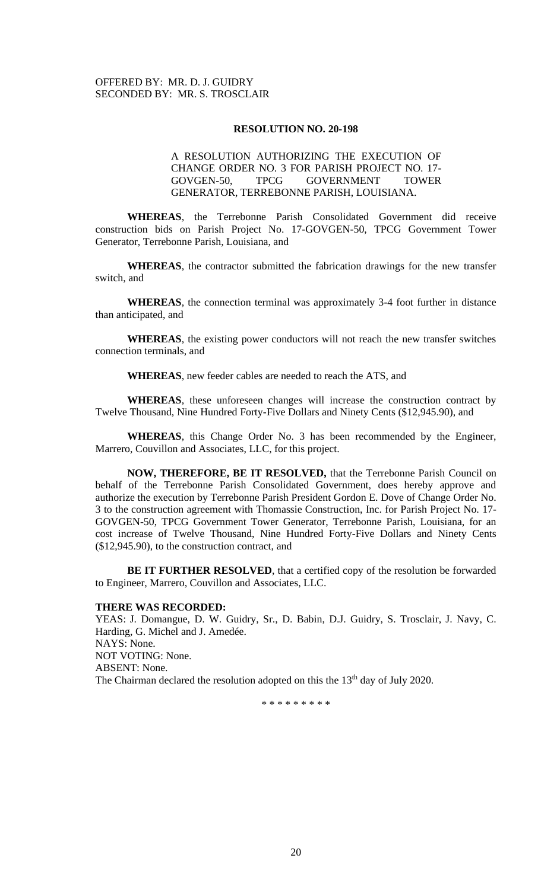OFFERED BY: MR. D. J. GUIDRY
SECONDED BY: MR. S. TROSCLAIR

**RESOLUTION NO. 20-198**

A RESOLUTION AUTHORIZING THE EXECUTION OF CHANGE ORDER NO. 3 FOR PARISH PROJECT NO. 17-GOVGEN-50, TPCG GOVERNMENT TOWER GENERATOR, TERREBONNE PARISH, LOUISIANA.

**WHEREAS**, the Terrebonne Parish Consolidated Government did receive construction bids on Parish Project No. 17-GOVGEN-50, TPCG Government Tower Generator, Terrebonne Parish, Louisiana, and

**WHEREAS**, the contractor submitted the fabrication drawings for the new transfer switch, and

**WHEREAS**, the connection terminal was approximately 3-4 foot further in distance than anticipated, and

**WHEREAS**, the existing power conductors will not reach the new transfer switches connection terminals, and

**WHEREAS**, new feeder cables are needed to reach the ATS, and

**WHEREAS**, these unforeseen changes will increase the construction contract by Twelve Thousand, Nine Hundred Forty-Five Dollars and Ninety Cents ($12,945.90), and

**WHEREAS**, this Change Order No. 3 has been recommended by the Engineer, Marrero, Couvillon and Associates, LLC, for this project.

**NOW, THEREFORE, BE IT RESOLVED,** that the Terrebonne Parish Council on behalf of the Terrebonne Parish Consolidated Government, does hereby approve and authorize the execution by Terrebonne Parish President Gordon E. Dove of Change Order No. 3 to the construction agreement with Thomassie Construction, Inc. for Parish Project No. 17-GOVGEN-50, TPCG Government Tower Generator, Terrebonne Parish, Louisiana, for an cost increase of Twelve Thousand, Nine Hundred Forty-Five Dollars and Ninety Cents ($12,945.90), to the construction contract, and

**BE IT FURTHER RESOLVED**, that a certified copy of the resolution be forwarded to Engineer, Marrero, Couvillon and Associates, LLC.

**THERE WAS RECORDED:**
YEAS: J. Domangue, D. W. Guidry, Sr., D. Babin, D.J. Guidry, S. Trosclair, J. Navy, C. Harding, G. Michel and J. Amedée.
NAYS: None.
NOT VOTING: None.
ABSENT: None.
The Chairman declared the resolution adopted on this the 13th day of July 2020.

\* \* \* \* \* \* \* \* \*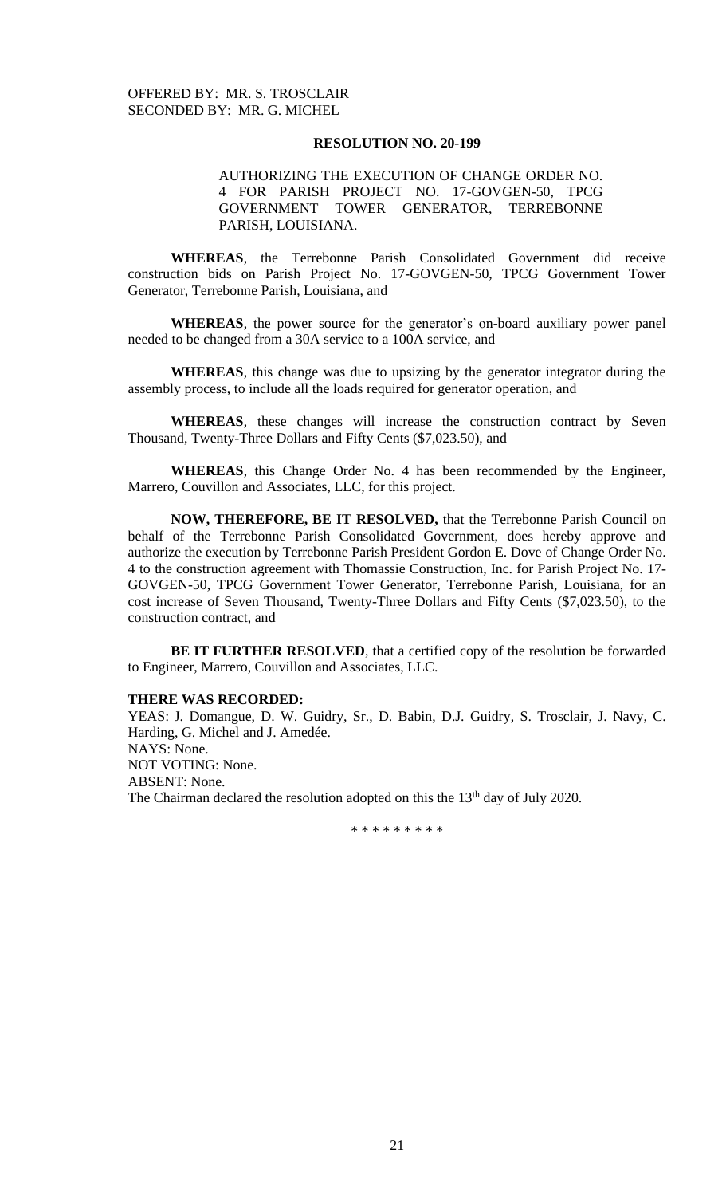OFFERED BY: MR. S. TROSCLAIR
SECONDED BY: MR. G. MICHEL

**RESOLUTION NO. 20-199**

AUTHORIZING THE EXECUTION OF CHANGE ORDER NO. 4 FOR PARISH PROJECT NO. 17-GOVGEN-50, TPCG GOVERNMENT TOWER GENERATOR, TERREBONNE PARISH, LOUISIANA.

**WHEREAS**, the Terrebonne Parish Consolidated Government did receive construction bids on Parish Project No. 17-GOVGEN-50, TPCG Government Tower Generator, Terrebonne Parish, Louisiana, and

**WHEREAS**, the power source for the generator's on-board auxiliary power panel needed to be changed from a 30A service to a 100A service, and

**WHEREAS**, this change was due to upsizing by the generator integrator during the assembly process, to include all the loads required for generator operation, and

**WHEREAS**, these changes will increase the construction contract by Seven Thousand, Twenty-Three Dollars and Fifty Cents ($7,023.50), and

**WHEREAS**, this Change Order No. 4 has been recommended by the Engineer, Marrero, Couvillon and Associates, LLC, for this project.

**NOW, THEREFORE, BE IT RESOLVED,** that the Terrebonne Parish Council on behalf of the Terrebonne Parish Consolidated Government, does hereby approve and authorize the execution by Terrebonne Parish President Gordon E. Dove of Change Order No. 4 to the construction agreement with Thomassie Construction, Inc. for Parish Project No. 17-GOVGEN-50, TPCG Government Tower Generator, Terrebonne Parish, Louisiana, for an cost increase of Seven Thousand, Twenty-Three Dollars and Fifty Cents ($7,023.50), to the construction contract, and

**BE IT FURTHER RESOLVED**, that a certified copy of the resolution be forwarded to Engineer, Marrero, Couvillon and Associates, LLC.

**THERE WAS RECORDED:**
YEAS: J. Domangue, D. W. Guidry, Sr., D. Babin, D.J. Guidry, S. Trosclair, J. Navy, C. Harding, G. Michel and J. Amedée.
NAYS: None.
NOT VOTING: None.
ABSENT: None.
The Chairman declared the resolution adopted on this the 13th day of July 2020.

\* \* \* \* \* \* \* \* \*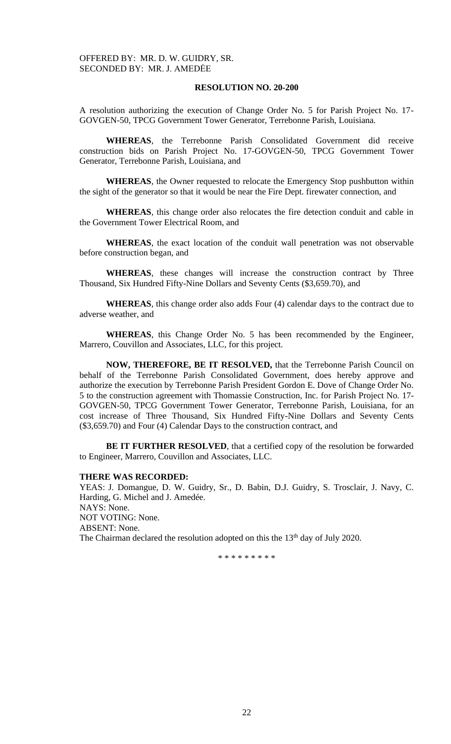OFFERED BY: MR. D. W. GUIDRY, SR.
SECONDED BY: MR. J. AMEDĖE

**RESOLUTION NO. 20-200**

A resolution authorizing the execution of Change Order No. 5 for Parish Project No. 17-GOVGEN-50, TPCG Government Tower Generator, Terrebonne Parish, Louisiana.

**WHEREAS**, the Terrebonne Parish Consolidated Government did receive construction bids on Parish Project No. 17-GOVGEN-50, TPCG Government Tower Generator, Terrebonne Parish, Louisiana, and

**WHEREAS**, the Owner requested to relocate the Emergency Stop pushbutton within the sight of the generator so that it would be near the Fire Dept. firewater connection, and

**WHEREAS**, this change order also relocates the fire detection conduit and cable in the Government Tower Electrical Room, and

**WHEREAS**, the exact location of the conduit wall penetration was not observable before construction began, and

**WHEREAS**, these changes will increase the construction contract by Three Thousand, Six Hundred Fifty-Nine Dollars and Seventy Cents ($3,659.70), and

**WHEREAS**, this change order also adds Four (4) calendar days to the contract due to adverse weather, and

**WHEREAS**, this Change Order No. 5 has been recommended by the Engineer, Marrero, Couvillon and Associates, LLC, for this project.

**NOW, THEREFORE, BE IT RESOLVED,** that the Terrebonne Parish Council on behalf of the Terrebonne Parish Consolidated Government, does hereby approve and authorize the execution by Terrebonne Parish President Gordon E. Dove of Change Order No. 5 to the construction agreement with Thomassie Construction, Inc. for Parish Project No. 17-GOVGEN-50, TPCG Government Tower Generator, Terrebonne Parish, Louisiana, for an cost increase of Three Thousand, Six Hundred Fifty-Nine Dollars and Seventy Cents ($3,659.70) and Four (4) Calendar Days to the construction contract, and

**BE IT FURTHER RESOLVED**, that a certified copy of the resolution be forwarded to Engineer, Marrero, Couvillon and Associates, LLC.

**THERE WAS RECORDED:**
YEAS: J. Domangue, D. W. Guidry, Sr., D. Babin, D.J. Guidry, S. Trosclair, J. Navy, C. Harding, G. Michel and J. Amedée.
NAYS: None.
NOT VOTING: None.
ABSENT: None.
The Chairman declared the resolution adopted on this the 13th day of July 2020.

\* \* \* \* \* \* \* \* \*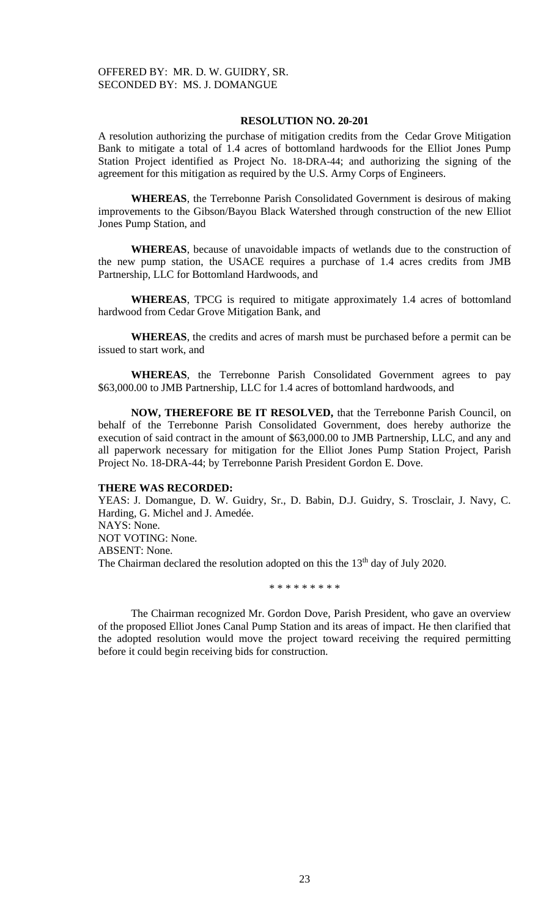OFFERED BY: MR. D. W. GUIDRY, SR.
SECONDED BY: MS. J. DOMANGUE

**RESOLUTION NO. 20-201**

A resolution authorizing the purchase of mitigation credits from the Cedar Grove Mitigation Bank to mitigate a total of 1.4 acres of bottomland hardwoods for the Elliot Jones Pump Station Project identified as Project No. 18-DRA-44; and authorizing the signing of the agreement for this mitigation as required by the U.S. Army Corps of Engineers.

**WHEREAS**, the Terrebonne Parish Consolidated Government is desirous of making improvements to the Gibson/Bayou Black Watershed through construction of the new Elliot Jones Pump Station, and

**WHEREAS**, because of unavoidable impacts of wetlands due to the construction of the new pump station, the USACE requires a purchase of 1.4 acres credits from JMB Partnership, LLC for Bottomland Hardwoods, and

**WHEREAS**, TPCG is required to mitigate approximately 1.4 acres of bottomland hardwood from Cedar Grove Mitigation Bank, and

**WHEREAS**, the credits and acres of marsh must be purchased before a permit can be issued to start work, and

**WHEREAS**, the Terrebonne Parish Consolidated Government agrees to pay $63,000.00 to JMB Partnership, LLC for 1.4 acres of bottomland hardwoods, and

**NOW, THEREFORE BE IT RESOLVED,** that the Terrebonne Parish Council, on behalf of the Terrebonne Parish Consolidated Government, does hereby authorize the execution of said contract in the amount of $63,000.00 to JMB Partnership, LLC, and any and all paperwork necessary for mitigation for the Elliot Jones Pump Station Project, Parish Project No. 18-DRA-44; by Terrebonne Parish President Gordon E. Dove.

**THERE WAS RECORDED:**

YEAS: J. Domangue, D. W. Guidry, Sr., D. Babin, D.J. Guidry, S. Trosclair, J. Navy, C. Harding, G. Michel and J. Amedée.
NAYS: None.
NOT VOTING: None.
ABSENT: None.
The Chairman declared the resolution adopted on this the 13th day of July 2020.

\* \* \* \* \* \* \* \* \*

The Chairman recognized Mr. Gordon Dove, Parish President, who gave an overview of the proposed Elliot Jones Canal Pump Station and its areas of impact. He then clarified that the adopted resolution would move the project toward receiving the required permitting before it could begin receiving bids for construction.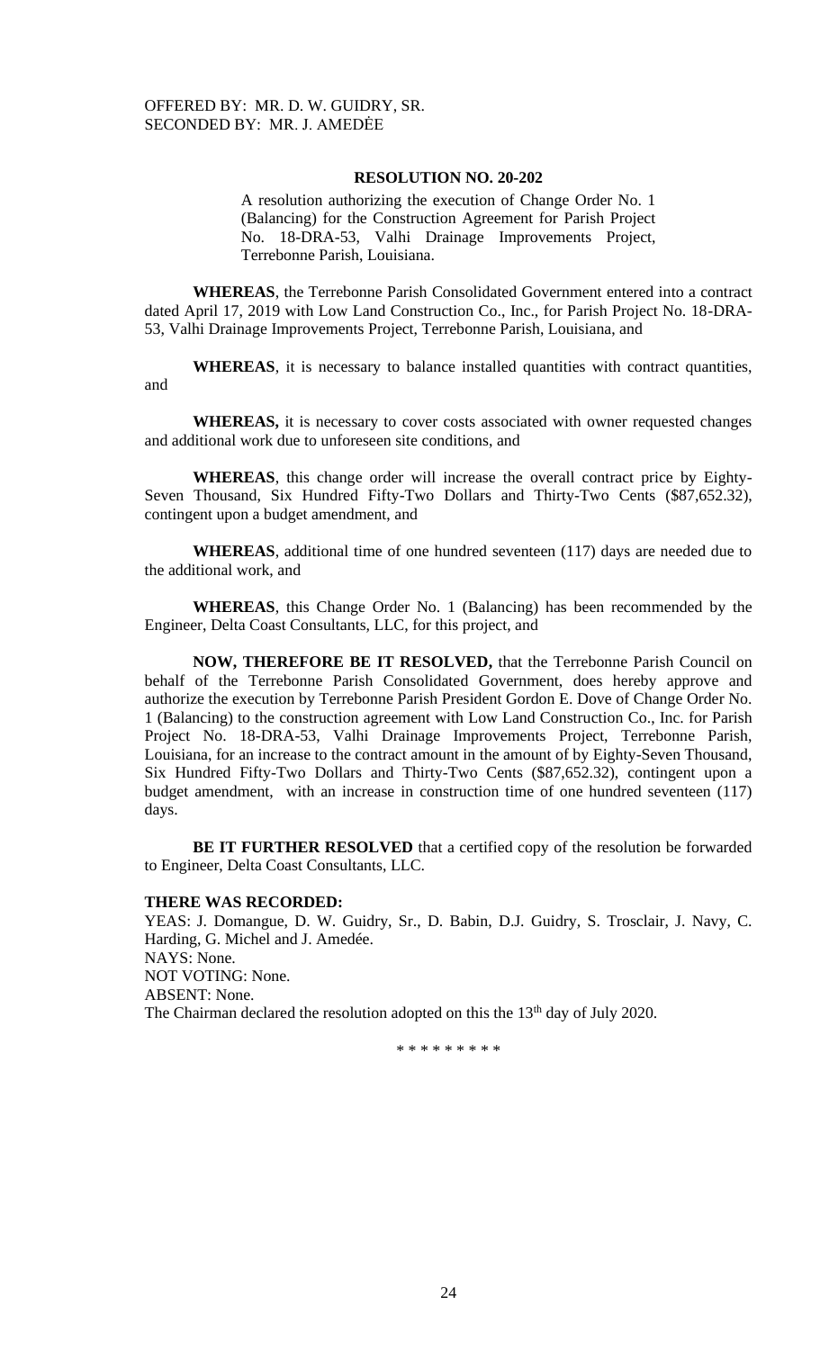OFFERED BY: MR. D. W. GUIDRY, SR.
SECONDED BY: MR. J. AMEDĖE

**RESOLUTION NO. 20-202**

A resolution authorizing the execution of Change Order No. 1 (Balancing) for the Construction Agreement for Parish Project No. 18-DRA-53, Valhi Drainage Improvements Project, Terrebonne Parish, Louisiana.

**WHEREAS**, the Terrebonne Parish Consolidated Government entered into a contract dated April 17, 2019 with Low Land Construction Co., Inc., for Parish Project No. 18-DRA-53, Valhi Drainage Improvements Project, Terrebonne Parish, Louisiana, and

**WHEREAS**, it is necessary to balance installed quantities with contract quantities, and

**WHEREAS,** it is necessary to cover costs associated with owner requested changes and additional work due to unforeseen site conditions, and

**WHEREAS**, this change order will increase the overall contract price by Eighty-Seven Thousand, Six Hundred Fifty-Two Dollars and Thirty-Two Cents ($87,652.32), contingent upon a budget amendment, and

**WHEREAS**, additional time of one hundred seventeen (117) days are needed due to the additional work, and

**WHEREAS**, this Change Order No. 1 (Balancing) has been recommended by the Engineer, Delta Coast Consultants, LLC, for this project, and

**NOW, THEREFORE BE IT RESOLVED,** that the Terrebonne Parish Council on behalf of the Terrebonne Parish Consolidated Government, does hereby approve and authorize the execution by Terrebonne Parish President Gordon E. Dove of Change Order No. 1 (Balancing) to the construction agreement with Low Land Construction Co., Inc. for Parish Project No. 18-DRA-53, Valhi Drainage Improvements Project, Terrebonne Parish, Louisiana, for an increase to the contract amount in the amount of by Eighty-Seven Thousand, Six Hundred Fifty-Two Dollars and Thirty-Two Cents ($87,652.32), contingent upon a budget amendment, with an increase in construction time of one hundred seventeen (117) days.

**BE IT FURTHER RESOLVED** that a certified copy of the resolution be forwarded to Engineer, Delta Coast Consultants, LLC.

**THERE WAS RECORDED:**
YEAS: J. Domangue, D. W. Guidry, Sr., D. Babin, D.J. Guidry, S. Trosclair, J. Navy, C. Harding, G. Michel and J. Amedée.
NAYS: None.
NOT VOTING: None.
ABSENT: None.
The Chairman declared the resolution adopted on this the 13th day of July 2020.

\* \* \* \* \* \* \* \* \*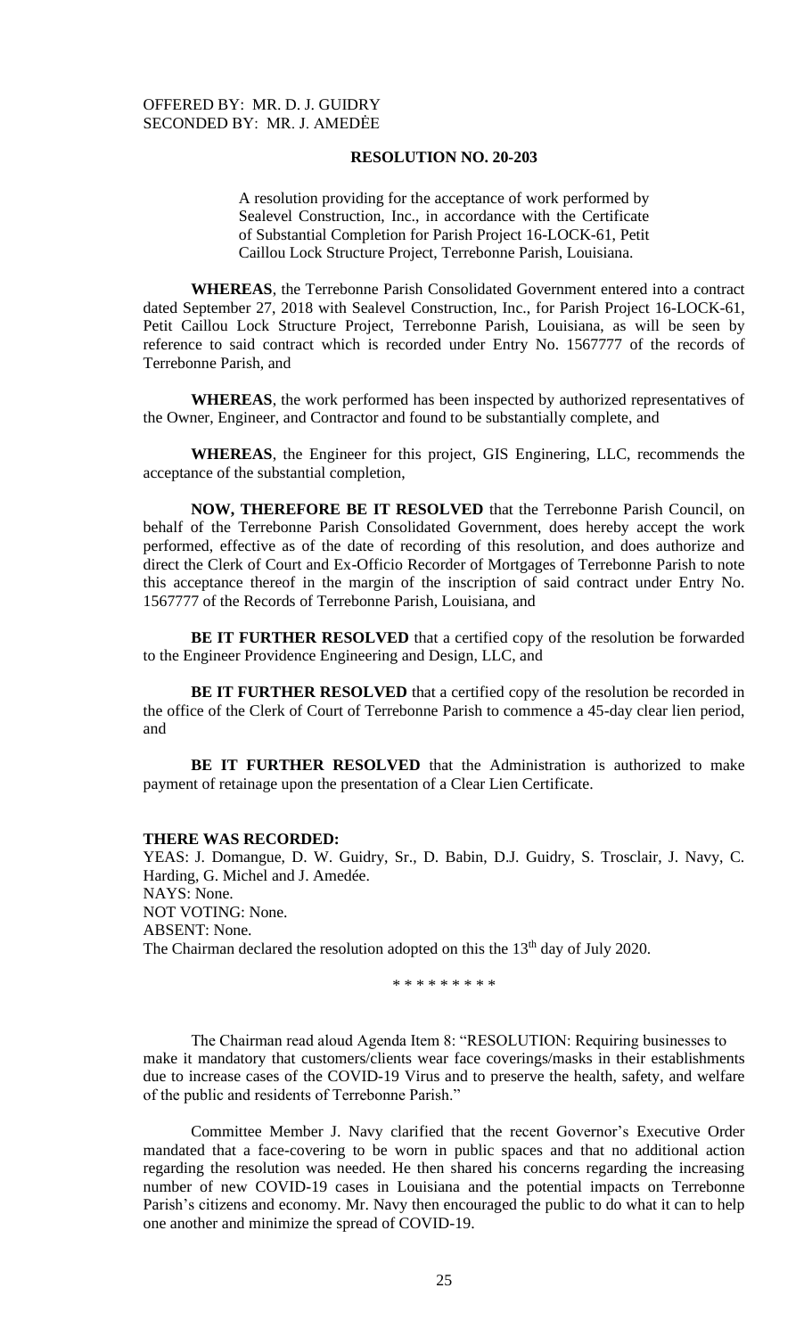OFFERED BY: MR. D. J. GUIDRY
SECONDED BY: MR. J. AMEDĖE

**RESOLUTION NO. 20-203**

A resolution providing for the acceptance of work performed by Sealevel Construction, Inc., in accordance with the Certificate of Substantial Completion for Parish Project 16-LOCK-61, Petit Caillou Lock Structure Project, Terrebonne Parish, Louisiana.

**WHEREAS**, the Terrebonne Parish Consolidated Government entered into a contract dated September 27, 2018 with Sealevel Construction, Inc., for Parish Project 16-LOCK-61, Petit Caillou Lock Structure Project, Terrebonne Parish, Louisiana, as will be seen by reference to said contract which is recorded under Entry No. 1567777 of the records of Terrebonne Parish, and

**WHEREAS**, the work performed has been inspected by authorized representatives of the Owner, Engineer, and Contractor and found to be substantially complete, and

**WHEREAS**, the Engineer for this project, GIS Enginering, LLC, recommends the acceptance of the substantial completion,

**NOW, THEREFORE BE IT RESOLVED** that the Terrebonne Parish Council, on behalf of the Terrebonne Parish Consolidated Government, does hereby accept the work performed, effective as of the date of recording of this resolution, and does authorize and direct the Clerk of Court and Ex-Officio Recorder of Mortgages of Terrebonne Parish to note this acceptance thereof in the margin of the inscription of said contract under Entry No. 1567777 of the Records of Terrebonne Parish, Louisiana, and

**BE IT FURTHER RESOLVED** that a certified copy of the resolution be forwarded to the Engineer Providence Engineering and Design, LLC, and

**BE IT FURTHER RESOLVED** that a certified copy of the resolution be recorded in the office of the Clerk of Court of Terrebonne Parish to commence a 45-day clear lien period, and

**BE IT FURTHER RESOLVED** that the Administration is authorized to make payment of retainage upon the presentation of a Clear Lien Certificate.

**THERE WAS RECORDED:**
YEAS: J. Domangue, D. W. Guidry, Sr., D. Babin, D.J. Guidry, S. Trosclair, J. Navy, C. Harding, G. Michel and J. Amedée.
NAYS: None.
NOT VOTING: None.
ABSENT: None.
The Chairman declared the resolution adopted on this the 13th day of July 2020.

\* \* \* \* \* \* \* \* \*

The Chairman read aloud Agenda Item 8: "RESOLUTION: Requiring businesses to make it mandatory that customers/clients wear face coverings/masks in their establishments due to increase cases of the COVID-19 Virus and to preserve the health, safety, and welfare of the public and residents of Terrebonne Parish."

Committee Member J. Navy clarified that the recent Governor's Executive Order mandated that a face-covering to be worn in public spaces and that no additional action regarding the resolution was needed. He then shared his concerns regarding the increasing number of new COVID-19 cases in Louisiana and the potential impacts on Terrebonne Parish's citizens and economy. Mr. Navy then encouraged the public to do what it can to help one another and minimize the spread of COVID-19.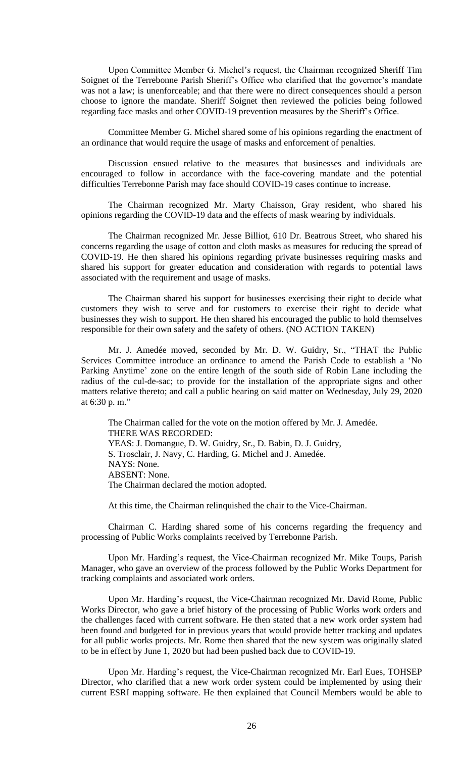Upon Committee Member G. Michel's request, the Chairman recognized Sheriff Tim Soignet of the Terrebonne Parish Sheriff's Office who clarified that the governor's mandate was not a law; is unenforceable; and that there were no direct consequences should a person choose to ignore the mandate. Sheriff Soignet then reviewed the policies being followed regarding face masks and other COVID-19 prevention measures by the Sheriff's Office.

Committee Member G. Michel shared some of his opinions regarding the enactment of an ordinance that would require the usage of masks and enforcement of penalties.

Discussion ensued relative to the measures that businesses and individuals are encouraged to follow in accordance with the face-covering mandate and the potential difficulties Terrebonne Parish may face should COVID-19 cases continue to increase.

The Chairman recognized Mr. Marty Chaisson, Gray resident, who shared his opinions regarding the COVID-19 data and the effects of mask wearing by individuals.

The Chairman recognized Mr. Jesse Billiot, 610 Dr. Beatrous Street, who shared his concerns regarding the usage of cotton and cloth masks as measures for reducing the spread of COVID-19. He then shared his opinions regarding private businesses requiring masks and shared his support for greater education and consideration with regards to potential laws associated with the requirement and usage of masks.

The Chairman shared his support for businesses exercising their right to decide what customers they wish to serve and for customers to exercise their right to decide what businesses they wish to support. He then shared his encouraged the public to hold themselves responsible for their own safety and the safety of others. (NO ACTION TAKEN)

Mr. J. Amedée moved, seconded by Mr. D. W. Guidry, Sr., "THAT the Public Services Committee introduce an ordinance to amend the Parish Code to establish a 'No Parking Anytime' zone on the entire length of the south side of Robin Lane including the radius of the cul-de-sac; to provide for the installation of the appropriate signs and other matters relative thereto; and call a public hearing on said matter on Wednesday, July 29, 2020 at 6:30 p. m."

The Chairman called for the vote on the motion offered by Mr. J. Amedée.
THERE WAS RECORDED:
YEAS: J. Domangue, D. W. Guidry, Sr., D. Babin, D. J. Guidry, S. Trosclair, J. Navy, C. Harding, G. Michel and J. Amedée.
NAYS: None.
ABSENT: None.
The Chairman declared the motion adopted.

At this time, the Chairman relinquished the chair to the Vice-Chairman.

Chairman C. Harding shared some of his concerns regarding the frequency and processing of Public Works complaints received by Terrebonne Parish.

Upon Mr. Harding's request, the Vice-Chairman recognized Mr. Mike Toups, Parish Manager, who gave an overview of the process followed by the Public Works Department for tracking complaints and associated work orders.

Upon Mr. Harding's request, the Vice-Chairman recognized Mr. David Rome, Public Works Director, who gave a brief history of the processing of Public Works work orders and the challenges faced with current software. He then stated that a new work order system had been found and budgeted for in previous years that would provide better tracking and updates for all public works projects. Mr. Rome then shared that the new system was originally slated to be in effect by June 1, 2020 but had been pushed back due to COVID-19.

Upon Mr. Harding's request, the Vice-Chairman recognized Mr. Earl Eues, TOHSEP Director, who clarified that a new work order system could be implemented by using their current ESRI mapping software. He then explained that Council Members would be able to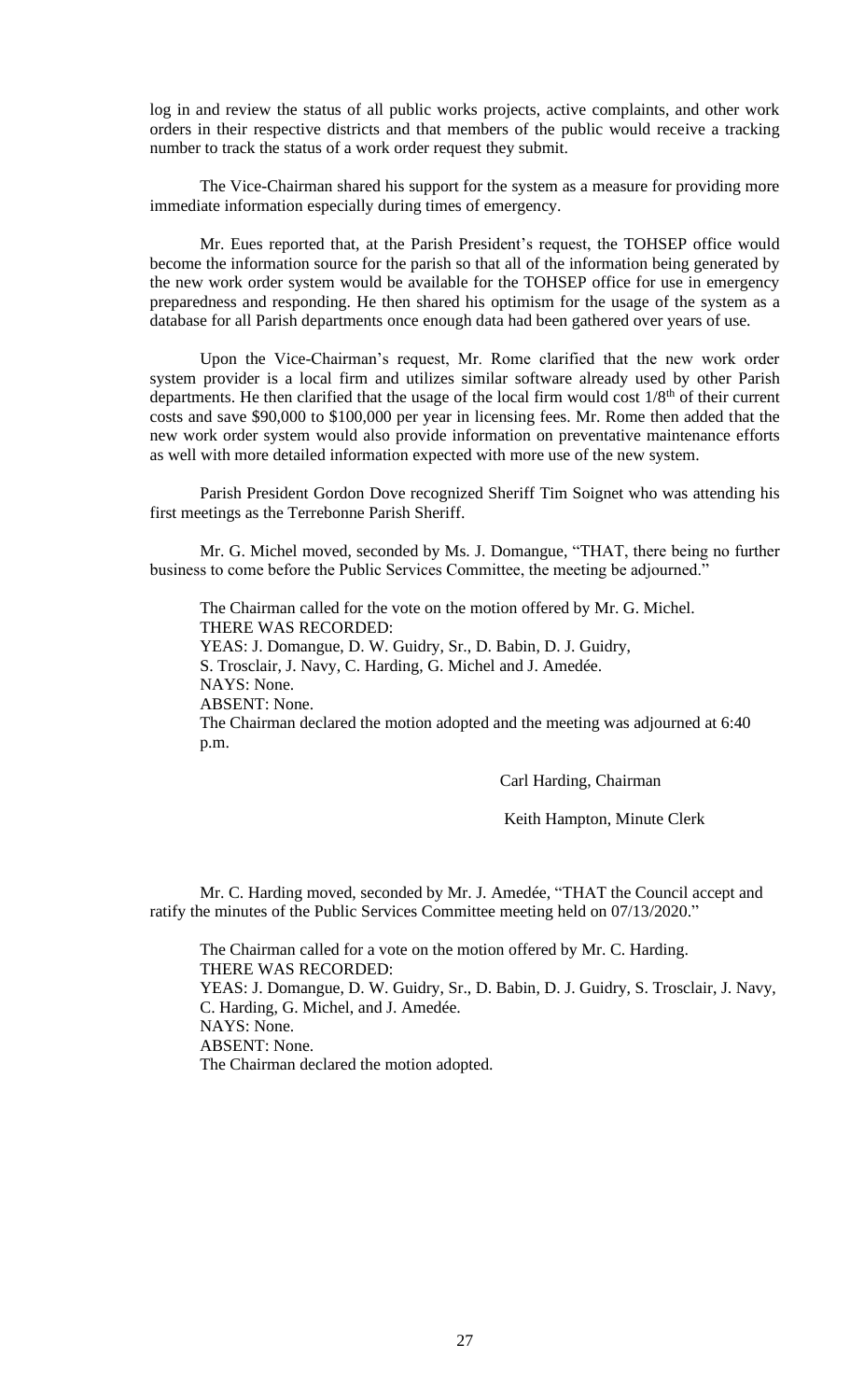log in and review the status of all public works projects, active complaints, and other work orders in their respective districts and that members of the public would receive a tracking number to track the status of a work order request they submit.

The Vice-Chairman shared his support for the system as a measure for providing more immediate information especially during times of emergency.

Mr. Eues reported that, at the Parish President's request, the TOHSEP office would become the information source for the parish so that all of the information being generated by the new work order system would be available for the TOHSEP office for use in emergency preparedness and responding. He then shared his optimism for the usage of the system as a database for all Parish departments once enough data had been gathered over years of use.

Upon the Vice-Chairman's request, Mr. Rome clarified that the new work order system provider is a local firm and utilizes similar software already used by other Parish departments. He then clarified that the usage of the local firm would cost 1/8th of their current costs and save $90,000 to $100,000 per year in licensing fees. Mr. Rome then added that the new work order system would also provide information on preventative maintenance efforts as well with more detailed information expected with more use of the new system.

Parish President Gordon Dove recognized Sheriff Tim Soignet who was attending his first meetings as the Terrebonne Parish Sheriff.

Mr. G. Michel moved, seconded by Ms. J. Domangue, "THAT, there being no further business to come before the Public Services Committee, the meeting be adjourned."

The Chairman called for the vote on the motion offered by Mr. G. Michel.
THERE WAS RECORDED:
YEAS: J. Domangue, D. W. Guidry, Sr., D. Babin, D. J. Guidry, S. Trosclair, J. Navy, C. Harding, G. Michel and J. Amedée.
NAYS: None.
ABSENT: None.
The Chairman declared the motion adopted and the meeting was adjourned at 6:40 p.m.

Carl Harding, Chairman

Keith Hampton, Minute Clerk

Mr. C. Harding moved, seconded by Mr. J. Amedée, "THAT the Council accept and ratify the minutes of the Public Services Committee meeting held on 07/13/2020."

The Chairman called for a vote on the motion offered by Mr. C. Harding.
THERE WAS RECORDED:
YEAS: J. Domangue, D. W. Guidry, Sr., D. Babin, D. J. Guidry, S. Trosclair, J. Navy, C. Harding, G. Michel, and J. Amedée.
NAYS: None.
ABSENT: None.
The Chairman declared the motion adopted.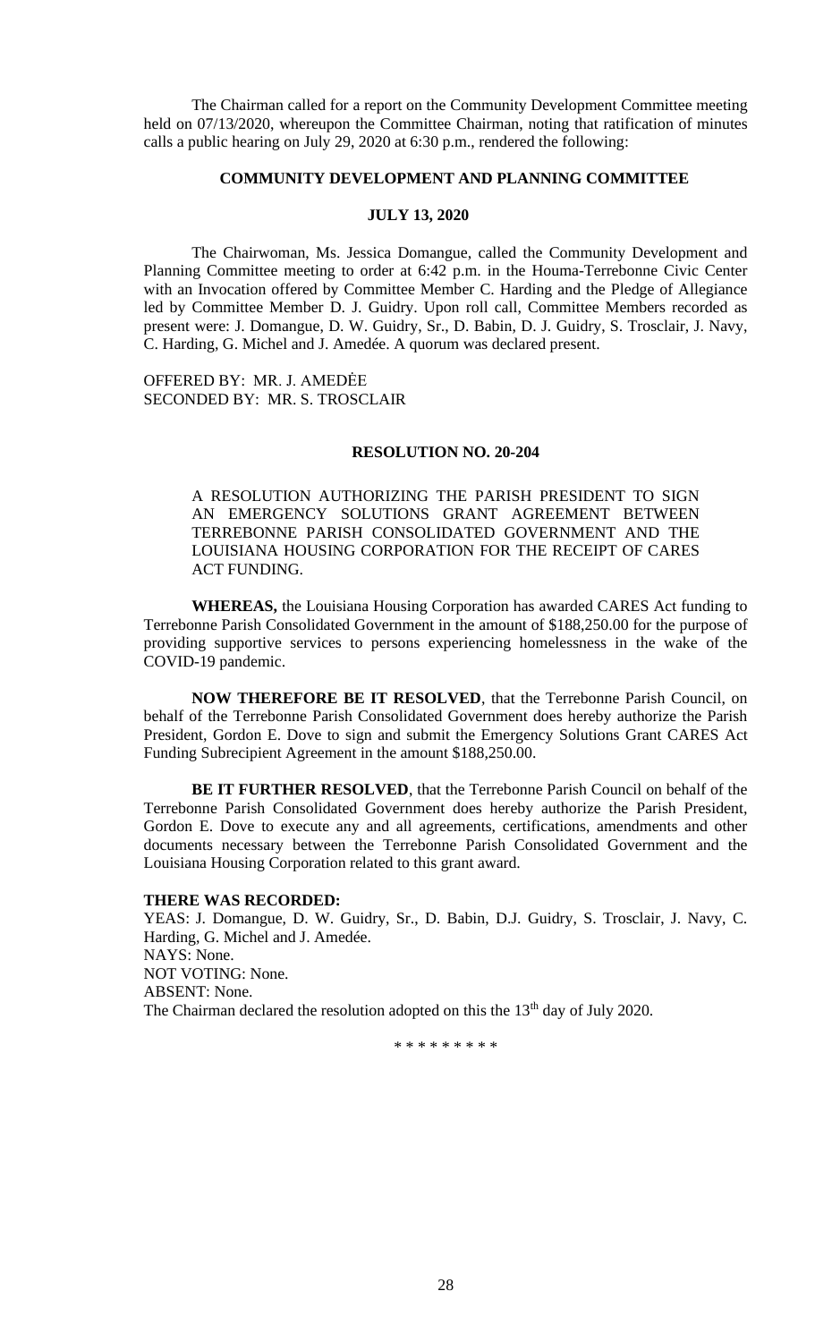The Chairman called for a report on the Community Development Committee meeting held on 07/13/2020, whereupon the Committee Chairman, noting that ratification of minutes calls a public hearing on July 29, 2020 at 6:30 p.m., rendered the following:

**COMMUNITY DEVELOPMENT AND PLANNING COMMITTEE**

**JULY 13, 2020**

The Chairwoman, Ms. Jessica Domangue, called the Community Development and Planning Committee meeting to order at 6:42 p.m. in the Houma-Terrebonne Civic Center with an Invocation offered by Committee Member C. Harding and the Pledge of Allegiance led by Committee Member D. J. Guidry. Upon roll call, Committee Members recorded as present were: J. Domangue, D. W. Guidry, Sr., D. Babin, D. J. Guidry, S. Trosclair, J. Navy, C. Harding, G. Michel and J. Amedée. A quorum was declared present.

OFFERED BY: MR. J. AMEDĖE
SECONDED BY: MR. S. TROSCLAIR

**RESOLUTION NO. 20-204**

A RESOLUTION AUTHORIZING THE PARISH PRESIDENT TO SIGN AN EMERGENCY SOLUTIONS GRANT AGREEMENT BETWEEN TERREBONNE PARISH CONSOLIDATED GOVERNMENT AND THE LOUISIANA HOUSING CORPORATION FOR THE RECEIPT OF CARES ACT FUNDING.

**WHEREAS,** the Louisiana Housing Corporation has awarded CARES Act funding to Terrebonne Parish Consolidated Government in the amount of $188,250.00 for the purpose of providing supportive services to persons experiencing homelessness in the wake of the COVID-19 pandemic.

**NOW THEREFORE BE IT RESOLVED**, that the Terrebonne Parish Council, on behalf of the Terrebonne Parish Consolidated Government does hereby authorize the Parish President, Gordon E. Dove to sign and submit the Emergency Solutions Grant CARES Act Funding Subrecipient Agreement in the amount $188,250.00.

**BE IT FURTHER RESOLVED**, that the Terrebonne Parish Council on behalf of the Terrebonne Parish Consolidated Government does hereby authorize the Parish President, Gordon E. Dove to execute any and all agreements, certifications, amendments and other documents necessary between the Terrebonne Parish Consolidated Government and the Louisiana Housing Corporation related to this grant award.

**THERE WAS RECORDED:**
YEAS: J. Domangue, D. W. Guidry, Sr., D. Babin, D.J. Guidry, S. Trosclair, J. Navy, C. Harding, G. Michel and J. Amedée.
NAYS: None.
NOT VOTING: None.
ABSENT: None.
The Chairman declared the resolution adopted on this the 13th day of July 2020.

\* \* \* \* \* \* \* \* \*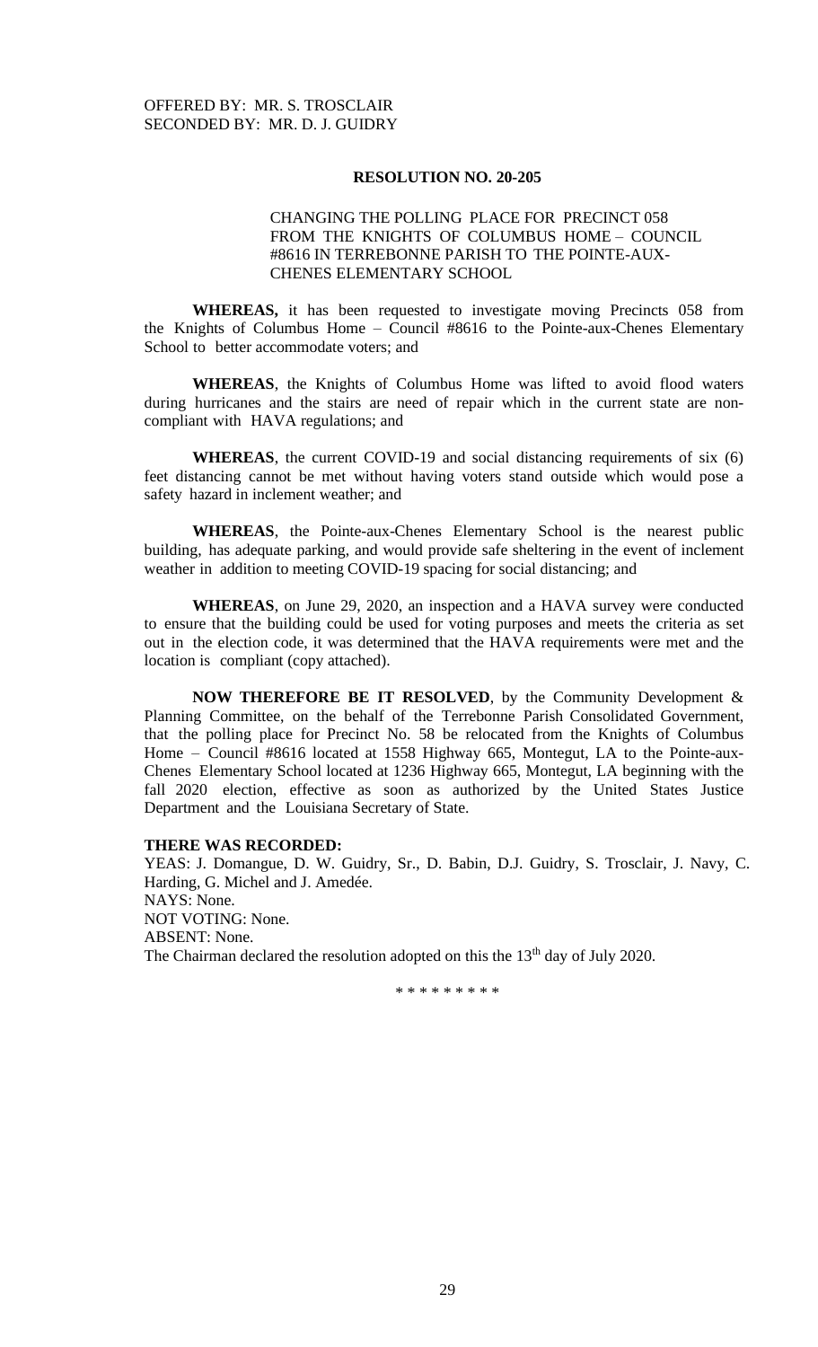OFFERED BY: MR. S. TROSCLAIR
SECONDED BY: MR. D. J. GUIDRY

**RESOLUTION NO. 20-205**

CHANGING THE POLLING PLACE FOR PRECINCT 058 FROM THE KNIGHTS OF COLUMBUS HOME – COUNCIL #8616 IN TERREBONNE PARISH TO THE POINTE-AUX-CHENES ELEMENTARY SCHOOL

**WHEREAS,** it has been requested to investigate moving Precincts 058 from the Knights of Columbus Home – Council #8616 to the Pointe-aux-Chenes Elementary School to better accommodate voters; and

**WHEREAS**, the Knights of Columbus Home was lifted to avoid flood waters during hurricanes and the stairs are need of repair which in the current state are non-compliant with HAVA regulations; and

**WHEREAS**, the current COVID-19 and social distancing requirements of six (6) feet distancing cannot be met without having voters stand outside which would pose a safety hazard in inclement weather; and

**WHEREAS**, the Pointe-aux-Chenes Elementary School is the nearest public building, has adequate parking, and would provide safe sheltering in the event of inclement weather in addition to meeting COVID-19 spacing for social distancing; and

**WHEREAS**, on June 29, 2020, an inspection and a HAVA survey were conducted to ensure that the building could be used for voting purposes and meets the criteria as set out in the election code, it was determined that the HAVA requirements were met and the location is compliant (copy attached).

**NOW THEREFORE BE IT RESOLVED**, by the Community Development & Planning Committee, on the behalf of the Terrebonne Parish Consolidated Government, that the polling place for Precinct No. 58 be relocated from the Knights of Columbus Home – Council #8616 located at 1558 Highway 665, Montegut, LA to the Pointe-aux-Chenes Elementary School located at 1236 Highway 665, Montegut, LA beginning with the fall 2020 election, effective as soon as authorized by the United States Justice Department and the Louisiana Secretary of State.

**THERE WAS RECORDED:**
YEAS: J. Domangue, D. W. Guidry, Sr., D. Babin, D.J. Guidry, S. Trosclair, J. Navy, C. Harding, G. Michel and J. Amedée.
NAYS: None.
NOT VOTING: None.
ABSENT: None.
The Chairman declared the resolution adopted on this the 13th day of July 2020.

\* \* \* \* \* \* \* \* \*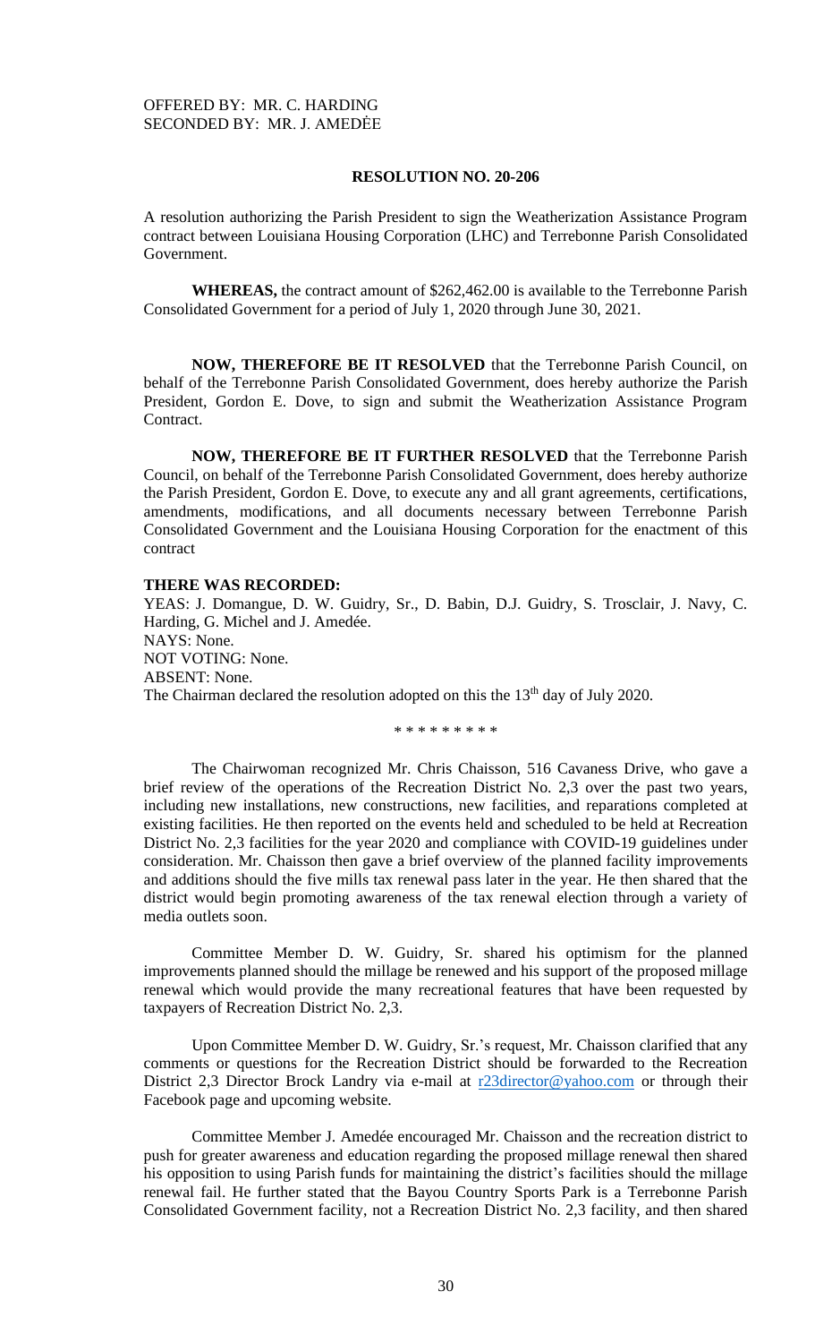OFFERED BY: MR. C. HARDING
SECONDED BY: MR. J. AMEDĖE

**RESOLUTION NO. 20-206**

A resolution authorizing the Parish President to sign the Weatherization Assistance Program contract between Louisiana Housing Corporation (LHC) and Terrebonne Parish Consolidated Government.

**WHEREAS,** the contract amount of $262,462.00 is available to the Terrebonne Parish Consolidated Government for a period of July 1, 2020 through June 30, 2021.

**NOW, THEREFORE BE IT RESOLVED** that the Terrebonne Parish Council, on behalf of the Terrebonne Parish Consolidated Government, does hereby authorize the Parish President, Gordon E. Dove, to sign and submit the Weatherization Assistance Program Contract.

**NOW, THEREFORE BE IT FURTHER RESOLVED** that the Terrebonne Parish Council, on behalf of the Terrebonne Parish Consolidated Government, does hereby authorize the Parish President, Gordon E. Dove, to execute any and all grant agreements, certifications, amendments, modifications, and all documents necessary between Terrebonne Parish Consolidated Government and the Louisiana Housing Corporation for the enactment of this contract

**THERE WAS RECORDED:**
YEAS: J. Domangue, D. W. Guidry, Sr., D. Babin, D.J. Guidry, S. Trosclair, J. Navy, C. Harding, G. Michel and J. Amedée.
NAYS: None.
NOT VOTING: None.
ABSENT: None.
The Chairman declared the resolution adopted on this the 13th day of July 2020.

\* \* \* \* \* \* \* \* \*

The Chairwoman recognized Mr. Chris Chaisson, 516 Cavaness Drive, who gave a brief review of the operations of the Recreation District No. 2,3 over the past two years, including new installations, new constructions, new facilities, and reparations completed at existing facilities. He then reported on the events held and scheduled to be held at Recreation District No. 2,3 facilities for the year 2020 and compliance with COVID-19 guidelines under consideration. Mr. Chaisson then gave a brief overview of the planned facility improvements and additions should the five mills tax renewal pass later in the year. He then shared that the district would begin promoting awareness of the tax renewal election through a variety of media outlets soon.

Committee Member D. W. Guidry, Sr. shared his optimism for the planned improvements planned should the millage be renewed and his support of the proposed millage renewal which would provide the many recreational features that have been requested by taxpayers of Recreation District No. 2,3.

Upon Committee Member D. W. Guidry, Sr.'s request, Mr. Chaisson clarified that any comments or questions for the Recreation District should be forwarded to the Recreation District 2,3 Director Brock Landry via e-mail at r23director@yahoo.com or through their Facebook page and upcoming website.

Committee Member J. Amedée encouraged Mr. Chaisson and the recreation district to push for greater awareness and education regarding the proposed millage renewal then shared his opposition to using Parish funds for maintaining the district's facilities should the millage renewal fail. He further stated that the Bayou Country Sports Park is a Terrebonne Parish Consolidated Government facility, not a Recreation District No. 2,3 facility, and then shared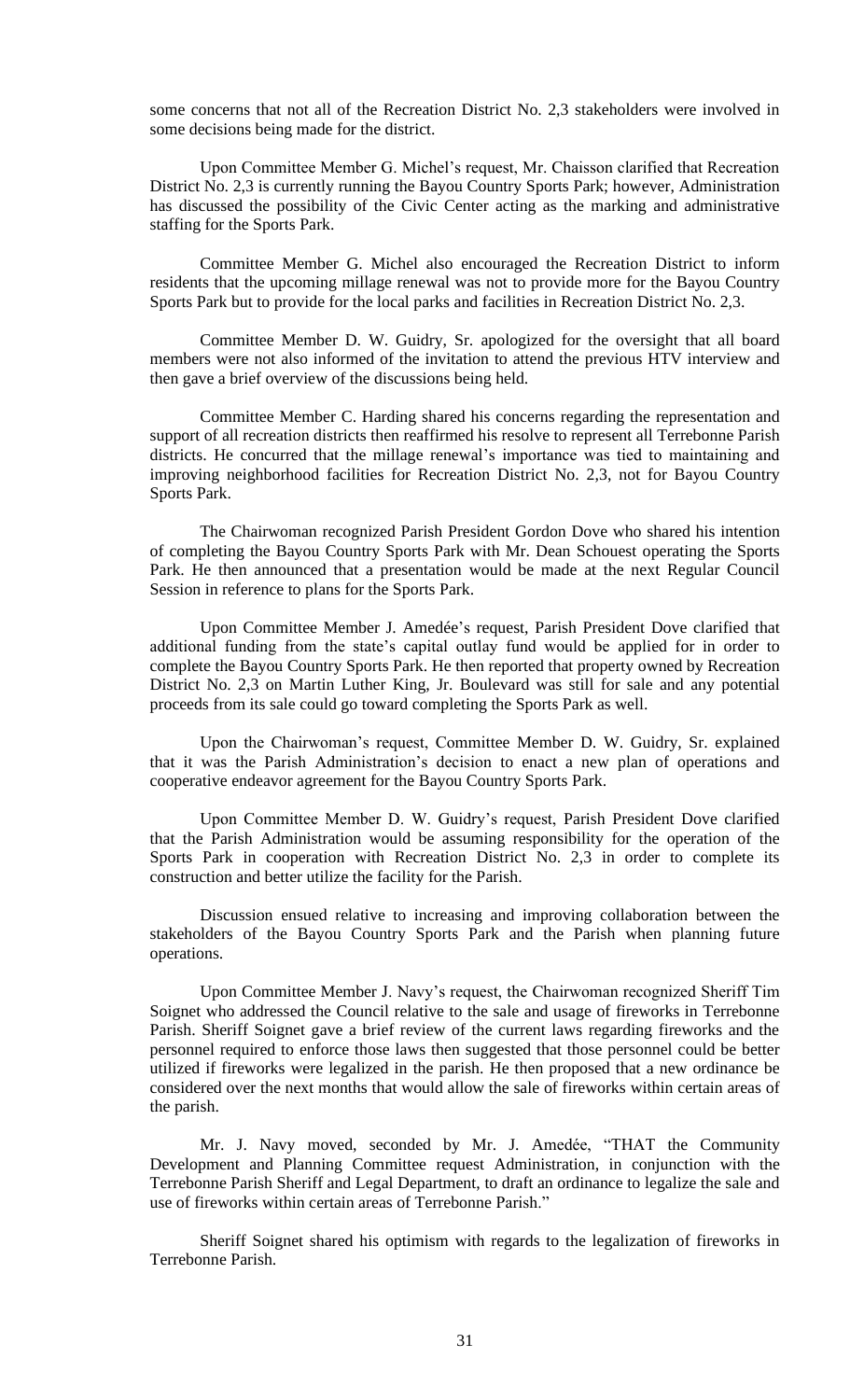some concerns that not all of the Recreation District No. 2,3 stakeholders were involved in some decisions being made for the district.

Upon Committee Member G. Michel's request, Mr. Chaisson clarified that Recreation District No. 2,3 is currently running the Bayou Country Sports Park; however, Administration has discussed the possibility of the Civic Center acting as the marking and administrative staffing for the Sports Park.

Committee Member G. Michel also encouraged the Recreation District to inform residents that the upcoming millage renewal was not to provide more for the Bayou Country Sports Park but to provide for the local parks and facilities in Recreation District No. 2,3.

Committee Member D. W. Guidry, Sr. apologized for the oversight that all board members were not also informed of the invitation to attend the previous HTV interview and then gave a brief overview of the discussions being held.

Committee Member C. Harding shared his concerns regarding the representation and support of all recreation districts then reaffirmed his resolve to represent all Terrebonne Parish districts. He concurred that the millage renewal's importance was tied to maintaining and improving neighborhood facilities for Recreation District No. 2,3, not for Bayou Country Sports Park.

The Chairwoman recognized Parish President Gordon Dove who shared his intention of completing the Bayou Country Sports Park with Mr. Dean Schouest operating the Sports Park. He then announced that a presentation would be made at the next Regular Council Session in reference to plans for the Sports Park.

Upon Committee Member J. Amedée's request, Parish President Dove clarified that additional funding from the state's capital outlay fund would be applied for in order to complete the Bayou Country Sports Park. He then reported that property owned by Recreation District No. 2,3 on Martin Luther King, Jr. Boulevard was still for sale and any potential proceeds from its sale could go toward completing the Sports Park as well.

Upon the Chairwoman's request, Committee Member D. W. Guidry, Sr. explained that it was the Parish Administration's decision to enact a new plan of operations and cooperative endeavor agreement for the Bayou Country Sports Park.

Upon Committee Member D. W. Guidry's request, Parish President Dove clarified that the Parish Administration would be assuming responsibility for the operation of the Sports Park in cooperation with Recreation District No. 2,3 in order to complete its construction and better utilize the facility for the Parish.

Discussion ensued relative to increasing and improving collaboration between the stakeholders of the Bayou Country Sports Park and the Parish when planning future operations.

Upon Committee Member J. Navy's request, the Chairwoman recognized Sheriff Tim Soignet who addressed the Council relative to the sale and usage of fireworks in Terrebonne Parish. Sheriff Soignet gave a brief review of the current laws regarding fireworks and the personnel required to enforce those laws then suggested that those personnel could be better utilized if fireworks were legalized in the parish. He then proposed that a new ordinance be considered over the next months that would allow the sale of fireworks within certain areas of the parish.

Mr. J. Navy moved, seconded by Mr. J. Amedée, "THAT the Community Development and Planning Committee request Administration, in conjunction with the Terrebonne Parish Sheriff and Legal Department, to draft an ordinance to legalize the sale and use of fireworks within certain areas of Terrebonne Parish."

Sheriff Soignet shared his optimism with regards to the legalization of fireworks in Terrebonne Parish.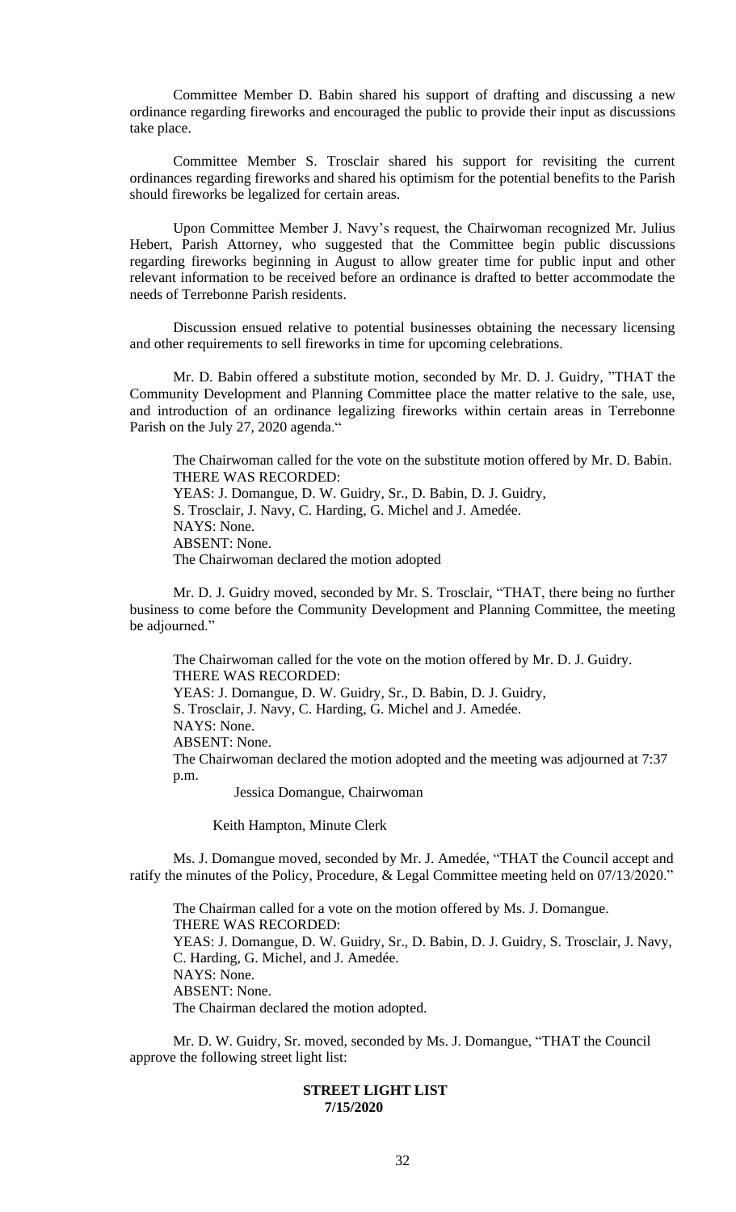Committee Member D. Babin shared his support of drafting and discussing a new ordinance regarding fireworks and encouraged the public to provide their input as discussions take place.

Committee Member S. Trosclair shared his support for revisiting the current ordinances regarding fireworks and shared his optimism for the potential benefits to the Parish should fireworks be legalized for certain areas.

Upon Committee Member J. Navy's request, the Chairwoman recognized Mr. Julius Hebert, Parish Attorney, who suggested that the Committee begin public discussions regarding fireworks beginning in August to allow greater time for public input and other relevant information to be received before an ordinance is drafted to better accommodate the needs of Terrebonne Parish residents.

Discussion ensued relative to potential businesses obtaining the necessary licensing and other requirements to sell fireworks in time for upcoming celebrations.

Mr. D. Babin offered a substitute motion, seconded by Mr. D. J. Guidry, "THAT the Community Development and Planning Committee place the matter relative to the sale, use, and introduction of an ordinance legalizing fireworks within certain areas in Terrebonne Parish on the July 27, 2020 agenda."

The Chairwoman called for the vote on the substitute motion offered by Mr. D. Babin.
THERE WAS RECORDED:
YEAS: J. Domangue, D. W. Guidry, Sr., D. Babin, D. J. Guidry, S. Trosclair, J. Navy, C. Harding, G. Michel and J. Amedée.
NAYS: None.
ABSENT: None.
The Chairwoman declared the motion adopted

Mr. D. J. Guidry moved, seconded by Mr. S. Trosclair, "THAT, there being no further business to come before the Community Development and Planning Committee, the meeting be adjourned."

The Chairwoman called for the vote on the motion offered by Mr. D. J. Guidry.
THERE WAS RECORDED:
YEAS: J. Domangue, D. W. Guidry, Sr., D. Babin, D. J. Guidry, S. Trosclair, J. Navy, C. Harding, G. Michel and J. Amedée.
NAYS: None.
ABSENT: None.
The Chairwoman declared the motion adopted and the meeting was adjourned at 7:37 p.m.

Jessica Domangue, Chairwoman

Keith Hampton, Minute Clerk

Ms. J. Domangue moved, seconded by Mr. J. Amedée, "THAT the Council accept and ratify the minutes of the Policy, Procedure, & Legal Committee meeting held on 07/13/2020."

The Chairman called for a vote on the motion offered by Ms. J. Domangue.
THERE WAS RECORDED:
YEAS: J. Domangue, D. W. Guidry, Sr., D. Babin, D. J. Guidry, S. Trosclair, J. Navy, C. Harding, G. Michel, and J. Amedée.
NAYS: None.
ABSENT: None.
The Chairman declared the motion adopted.

Mr. D. W. Guidry, Sr. moved, seconded by Ms. J. Domangue, "THAT the Council approve the following street light list:

**STREET LIGHT LIST**
**7/15/2020**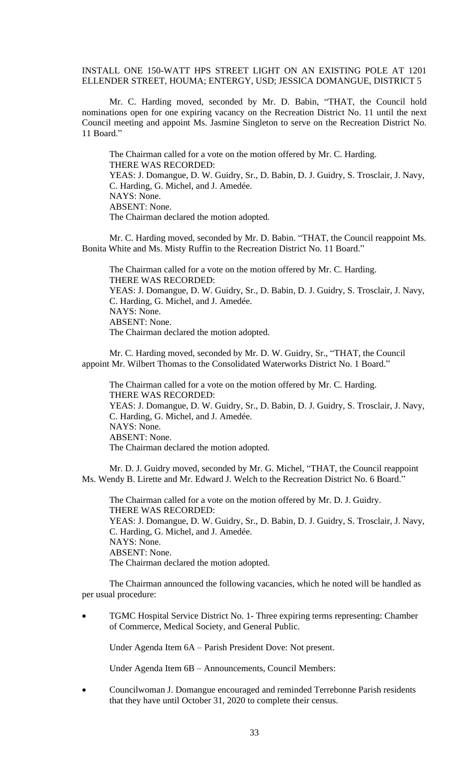INSTALL ONE 150-WATT HPS STREET LIGHT ON AN EXISTING POLE AT 1201 ELLENDER STREET, HOUMA; ENTERGY, USD; JESSICA DOMANGUE, DISTRICT 5

Mr. C. Harding moved, seconded by Mr. D. Babin, "THAT, the Council hold nominations open for one expiring vacancy on the Recreation District No. 11 until the next Council meeting and appoint Ms. Jasmine Singleton to serve on the Recreation District No. 11 Board."

The Chairman called for a vote on the motion offered by Mr. C. Harding.
THERE WAS RECORDED:
YEAS: J. Domangue, D. W. Guidry, Sr., D. Babin, D. J. Guidry, S. Trosclair, J. Navy, C. Harding, G. Michel, and J. Amedée.
NAYS: None.
ABSENT: None.
The Chairman declared the motion adopted.

Mr. C. Harding moved, seconded by Mr. D. Babin. "THAT, the Council reappoint Ms. Bonita White and Ms. Misty Ruffin to the Recreation District No. 11 Board."

The Chairman called for a vote on the motion offered by Mr. C. Harding.
THERE WAS RECORDED:
YEAS: J. Domangue, D. W. Guidry, Sr., D. Babin, D. J. Guidry, S. Trosclair, J. Navy, C. Harding, G. Michel, and J. Amedée.
NAYS: None.
ABSENT: None.
The Chairman declared the motion adopted.

Mr. C. Harding moved, seconded by Mr. D. W. Guidry, Sr., "THAT, the Council appoint Mr. Wilbert Thomas to the Consolidated Waterworks District No. 1 Board."

The Chairman called for a vote on the motion offered by Mr. C. Harding.
THERE WAS RECORDED:
YEAS: J. Domangue, D. W. Guidry, Sr., D. Babin, D. J. Guidry, S. Trosclair, J. Navy, C. Harding, G. Michel, and J. Amedée.
NAYS: None.
ABSENT: None.
The Chairman declared the motion adopted.

Mr. D. J. Guidry moved, seconded by Mr. G. Michel, "THAT, the Council reappoint Ms. Wendy B. Lirette and Mr. Edward J. Welch to the Recreation District No. 6 Board."

The Chairman called for a vote on the motion offered by Mr. D. J. Guidry.
THERE WAS RECORDED:
YEAS: J. Domangue, D. W. Guidry, Sr., D. Babin, D. J. Guidry, S. Trosclair, J. Navy, C. Harding, G. Michel, and J. Amedée.
NAYS: None.
ABSENT: None.
The Chairman declared the motion adopted.

The Chairman announced the following vacancies, which he noted will be handled as per usual procedure:

- TGMC Hospital Service District No. 1- Three expiring terms representing: Chamber of Commerce, Medical Society, and General Public.

Under Agenda Item 6A – Parish President Dove: Not present.

Under Agenda Item 6B – Announcements, Council Members:

- Councilwoman J. Domangue encouraged and reminded Terrebonne Parish residents that they have until October 31, 2020 to complete their census.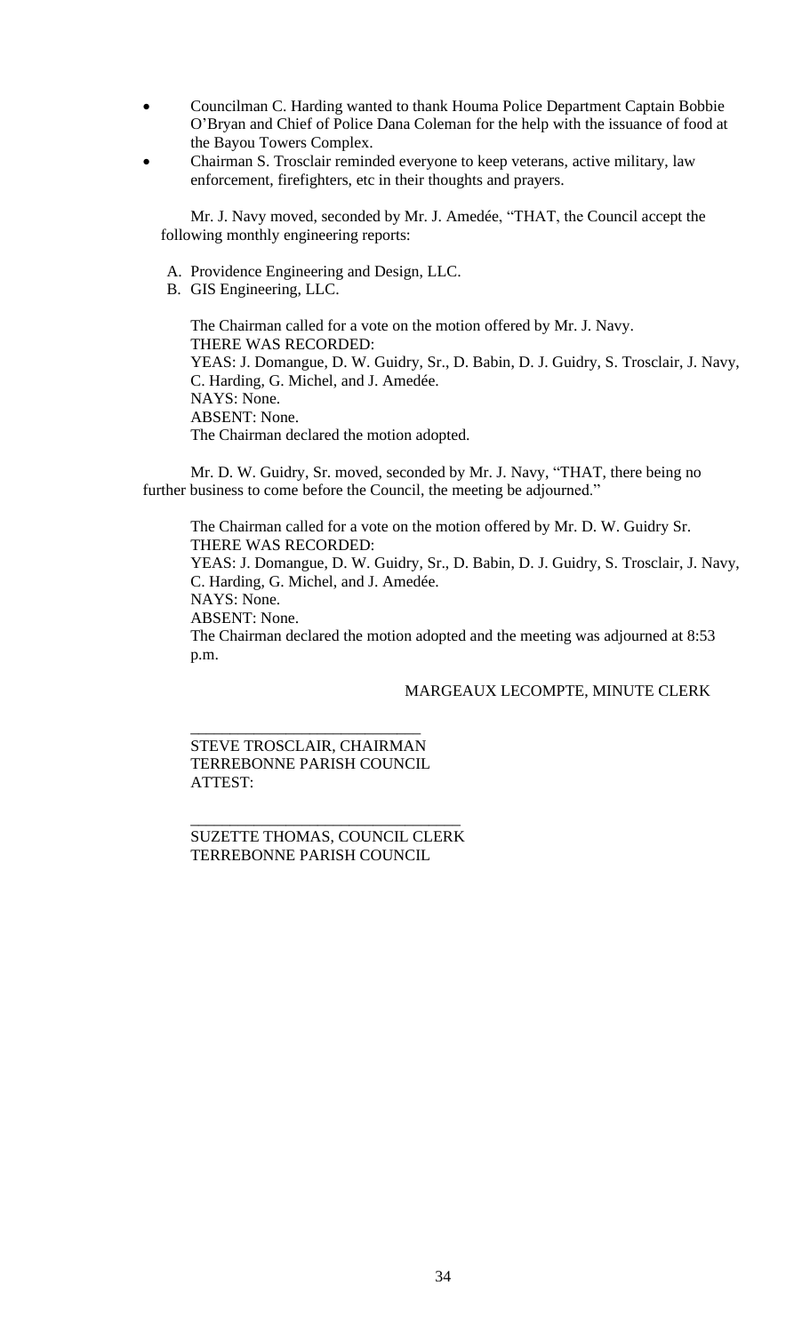- Councilman C. Harding wanted to thank Houma Police Department Captain Bobbie O'Bryan and Chief of Police Dana Coleman for the help with the issuance of food at the Bayou Towers Complex.
- Chairman S. Trosclair reminded everyone to keep veterans, active military, law enforcement, firefighters, etc in their thoughts and prayers.

Mr. J. Navy moved, seconded by Mr. J. Amedée, "THAT, the Council accept the following monthly engineering reports:

A. Providence Engineering and Design, LLC.
B. GIS Engineering, LLC.

The Chairman called for a vote on the motion offered by Mr. J. Navy.
THERE WAS RECORDED:
YEAS: J. Domangue, D. W. Guidry, Sr., D. Babin, D. J. Guidry, S. Trosclair, J. Navy, C. Harding, G. Michel, and J. Amedée.
NAYS: None.
ABSENT: None.
The Chairman declared the motion adopted.

Mr. D. W. Guidry, Sr. moved, seconded by Mr. J. Navy, "THAT, there being no further business to come before the Council, the meeting be adjourned."

The Chairman called for a vote on the motion offered by Mr. D. W. Guidry Sr.
THERE WAS RECORDED:
YEAS: J. Domangue, D. W. Guidry, Sr., D. Babin, D. J. Guidry, S. Trosclair, J. Navy, C. Harding, G. Michel, and J. Amedée.
NAYS: None.
ABSENT: None.
The Chairman declared the motion adopted and the meeting was adjourned at 8:53 p.m.

MARGEAUX LECOMPTE, MINUTE CLERK

\_\_\_\_\_\_\_\_\_\_\_\_\_\_\_\_\_\_\_\_\_\_\_\_\_\_\_\_\_\_
STEVE TROSCLAIR, CHAIRMAN
TERREBONNE PARISH COUNCIL
ATTEST:

\_\_\_\_\_\_\_\_\_\_\_\_\_\_\_\_\_\_\_\_\_\_\_\_\_\_\_\_\_\_
SUZETTE THOMAS, COUNCIL CLERK
TERREBONNE PARISH COUNCIL